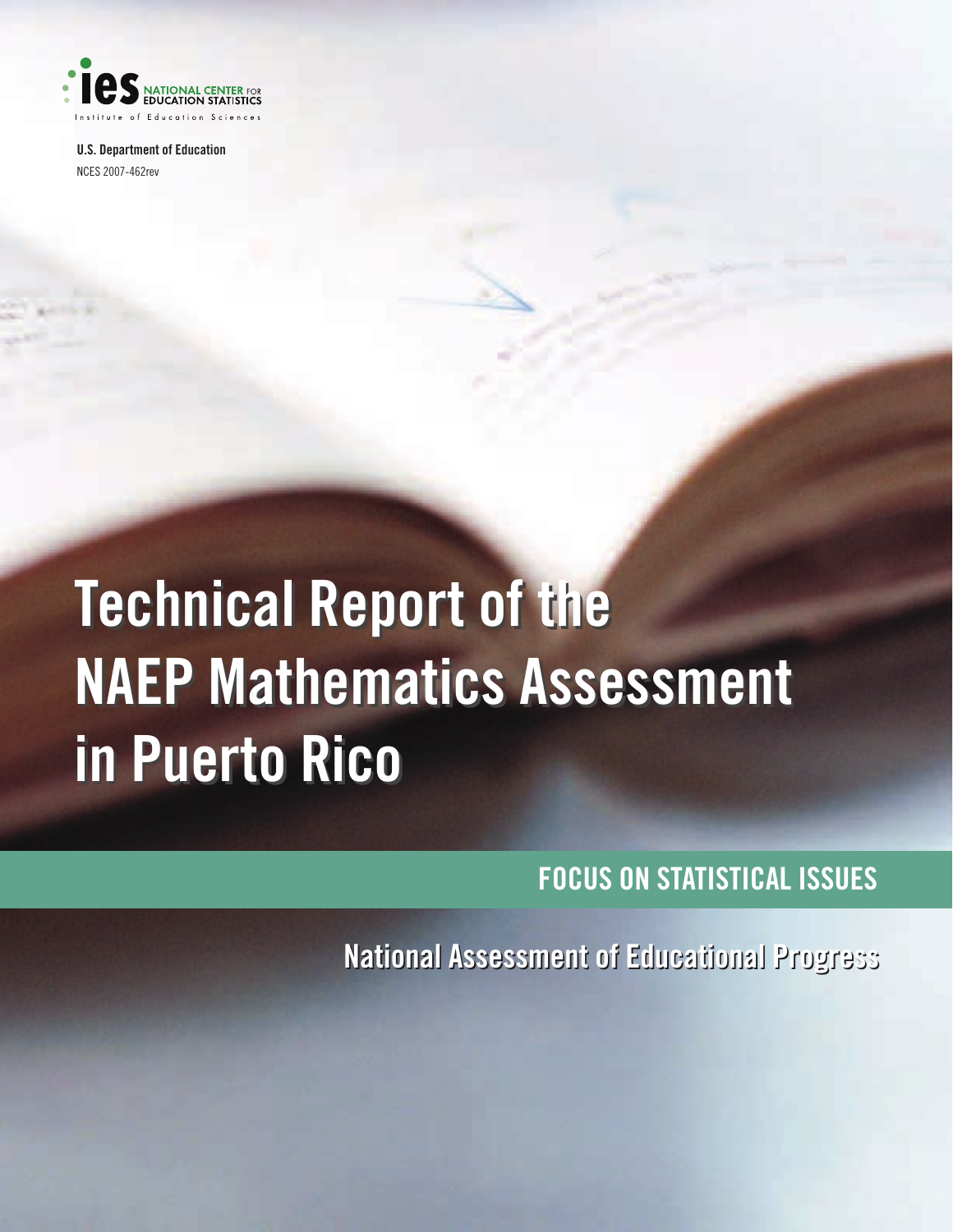ies NATIONAL CENTER FOR EDUCATION STATISTICS

Institute of Education Sciences

**U.S. Department of Education**

NCES 2007-462rev

# Technical Report of the NAEP Mathematics Assessment in Puerto Rico

## FOCUS ON STATISTICAL ISSUES

**National Assessment of Educational Progress**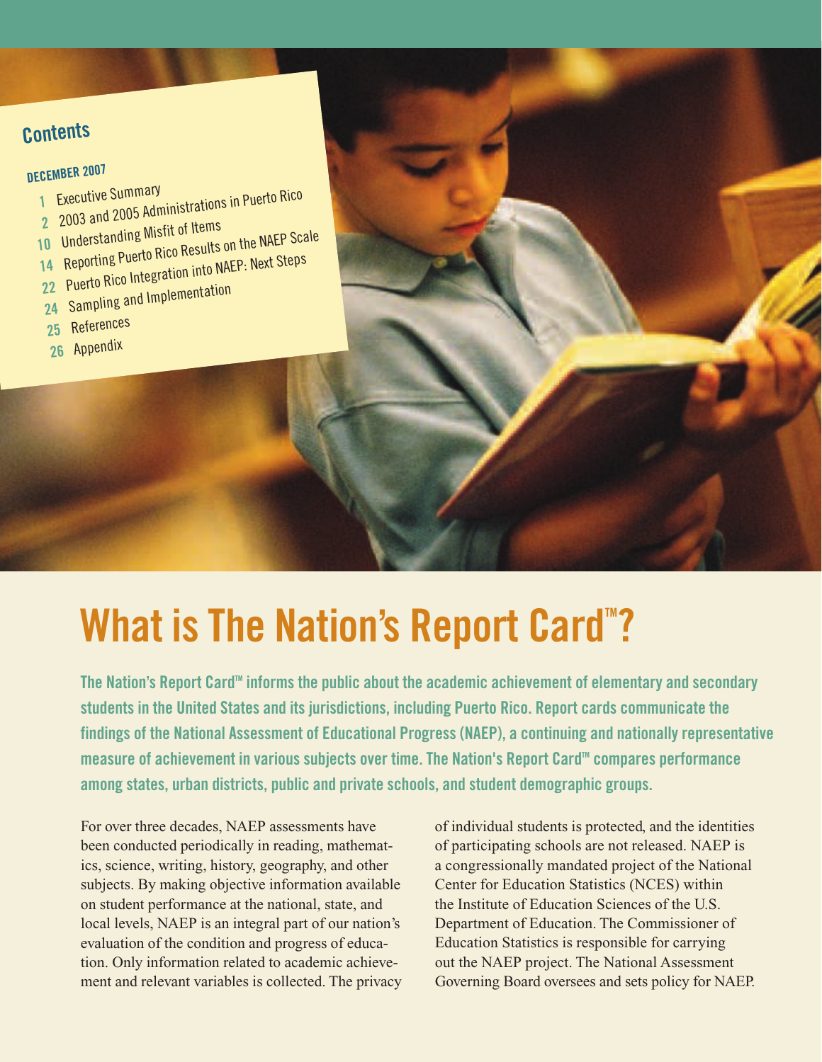## Contents

**DECEMBER 2007**

1 Executive Summary
2 2003 and 2005 Administrations in Puerto Rico
10 Understanding Misfit of Items
14 Reporting Puerto Rico Results on the NAEP Scale
22 Puerto Rico Integration into NAEP: Next Steps
24 Sampling and Implementation
25 References
26 Appendix

# What is The Nation's Report Card™?

**The Nation's Report Card™ informs the public about the academic achievement of elementary and secondary students in the United States and its jurisdictions, including Puerto Rico. Report cards communicate the findings of the National Assessment of Educational Progress (NAEP), a continuing and nationally representative measure of achievement in various subjects over time. The Nation's Report Card™ compares performance among states, urban districts, public and private schools, and student demographic groups.**

For over three decades, NAEP assessments have been conducted periodically in reading, mathematics, science, writing, history, geography, and other subjects. By making objective information available on student performance at the national, state, and local levels, NAEP is an integral part of our nation's evaluation of the condition and progress of education. Only information related to academic achievement and relevant variables is collected. The privacy of individual students is protected, and the identities of participating schools are not released. NAEP is a congressionally mandated project of the National Center for Education Statistics (NCES) within the Institute of Education Sciences of the U.S. Department of Education. The Commissioner of Education Statistics is responsible for carrying out the NAEP project. The National Assessment Governing Board oversees and sets policy for NAEP.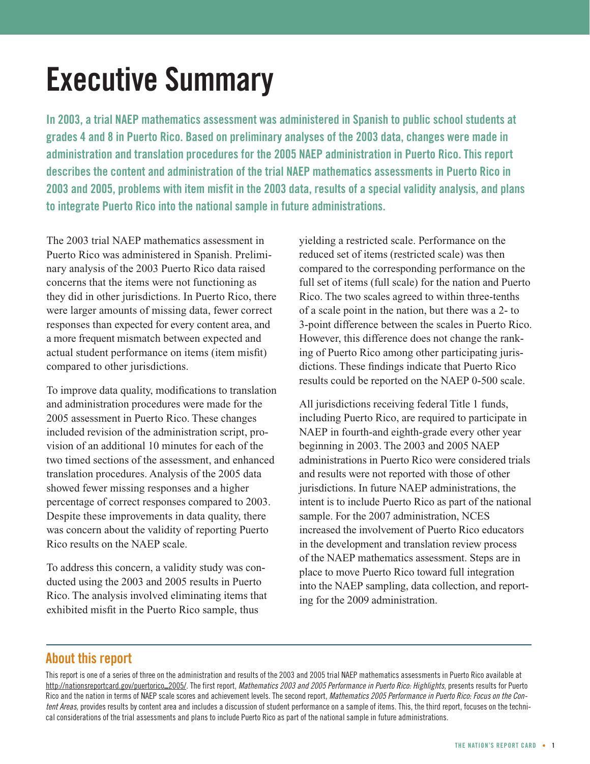# Executive Summary

**In 2003, a trial NAEP mathematics assessment was administered in Spanish to public school students at grades 4 and 8 in Puerto Rico. Based on preliminary analyses of the 2003 data, changes were made in administration and translation procedures for the 2005 NAEP administration in Puerto Rico. This report describes the content and administration of the trial NAEP mathematics assessments in Puerto Rico in 2003 and 2005, problems with item misfit in the 2003 data, results of a special validity analysis, and plans to integrate Puerto Rico into the national sample in future administrations.**

The 2003 trial NAEP mathematics assessment in Puerto Rico was administered in Spanish. Preliminary analysis of the 2003 Puerto Rico data raised concerns that the items were not functioning as they did in other jurisdictions. In Puerto Rico, there were larger amounts of missing data, fewer correct responses than expected for every content area, and a more frequent mismatch between expected and actual student performance on items (item misfit) compared to other jurisdictions.

To improve data quality, modifications to translation and administration procedures were made for the 2005 assessment in Puerto Rico. These changes included revision of the administration script, provision of an additional 10 minutes for each of the two timed sections of the assessment, and enhanced translation procedures. Analysis of the 2005 data showed fewer missing responses and a higher percentage of correct responses compared to 2003. Despite these improvements in data quality, there was concern about the validity of reporting Puerto Rico results on the NAEP scale.

To address this concern, a validity study was conducted using the 2003 and 2005 results in Puerto Rico. The analysis involved eliminating items that exhibited misfit in the Puerto Rico sample, thus yielding a restricted scale. Performance on the reduced set of items (restricted scale) was then compared to the corresponding performance on the full set of items (full scale) for the nation and Puerto Rico. The two scales agreed to within three-tenths of a scale point in the nation, but there was a 2- to 3-point difference between the scales in Puerto Rico. However, this difference does not change the ranking of Puerto Rico among other participating jurisdictions. These findings indicate that Puerto Rico results could be reported on the NAEP 0-500 scale.

All jurisdictions receiving federal Title 1 funds, including Puerto Rico, are required to participate in NAEP in fourth-and eighth-grade every other year beginning in 2003. The 2003 and 2005 NAEP administrations in Puerto Rico were considered trials and results were not reported with those of other jurisdictions. In future NAEP administrations, the intent is to include Puerto Rico as part of the national sample. For the 2007 administration, NCES increased the involvement of Puerto Rico educators in the development and translation review process of the NAEP mathematics assessment. Steps are in place to move Puerto Rico toward full integration into the NAEP sampling, data collection, and reporting for the 2009 administration.

## About this report

This report is one of a series of three on the administration and results of the 2003 and 2005 trial NAEP mathematics assessments in Puerto Rico available at http://nationsreportcard.gov/puertorico_2005/. The first report, *Mathematics 2003 and 2005 Performance in Puerto Rico: Highlights,* presents results for Puerto Rico and the nation in terms of NAEP scale scores and achievement levels. The second report, *Mathematics 2005 Performance in Puerto Rico: Focus on the Content Areas,* provides results by content area and includes a discussion of student performance on a sample of items. This, the third report, focuses on the technical considerations of the trial assessments and plans to include Puerto Rico as part of the national sample in future administrations.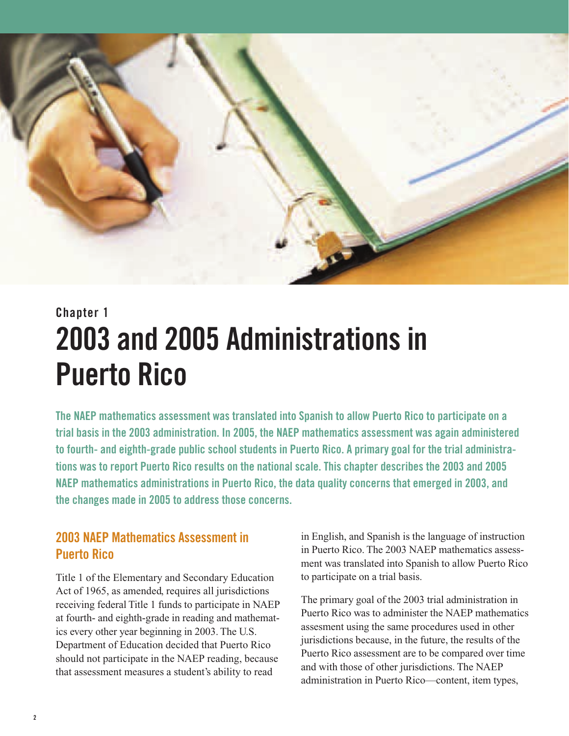Chapter 1

# 2003 and 2005 Administrations in Puerto Rico

**The NAEP mathematics assessment was translated into Spanish to allow Puerto Rico to participate on a trial basis in the 2003 administration. In 2005, the NAEP mathematics assessment was again administered to fourth- and eighth-grade public school students in Puerto Rico. A primary goal for the trial administrations was to report Puerto Rico results on the national scale. This chapter describes the 2003 and 2005 NAEP mathematics administrations in Puerto Rico, the data quality concerns that emerged in 2003, and the changes made in 2005 to address those concerns.**

## 2003 NAEP Mathematics Assessment in Puerto Rico

Title 1 of the Elementary and Secondary Education Act of 1965, as amended, requires all jurisdictions receiving federal Title 1 funds to participate in NAEP at fourth- and eighth-grade in reading and mathematics every other year beginning in 2003. The U.S. Department of Education decided that Puerto Rico should not participate in the NAEP reading, because that assessment measures a student's ability to read in English, and Spanish is the language of instruction in Puerto Rico. The 2003 NAEP mathematics assessment was translated into Spanish to allow Puerto Rico to participate on a trial basis.

The primary goal of the 2003 trial administration in Puerto Rico was to administer the NAEP mathematics assesment using the same procedures used in other jurisdictions because, in the future, the results of the Puerto Rico assessment are to be compared over time and with those of other jurisdictions. The NAEP administration in Puerto Rico—content, item types,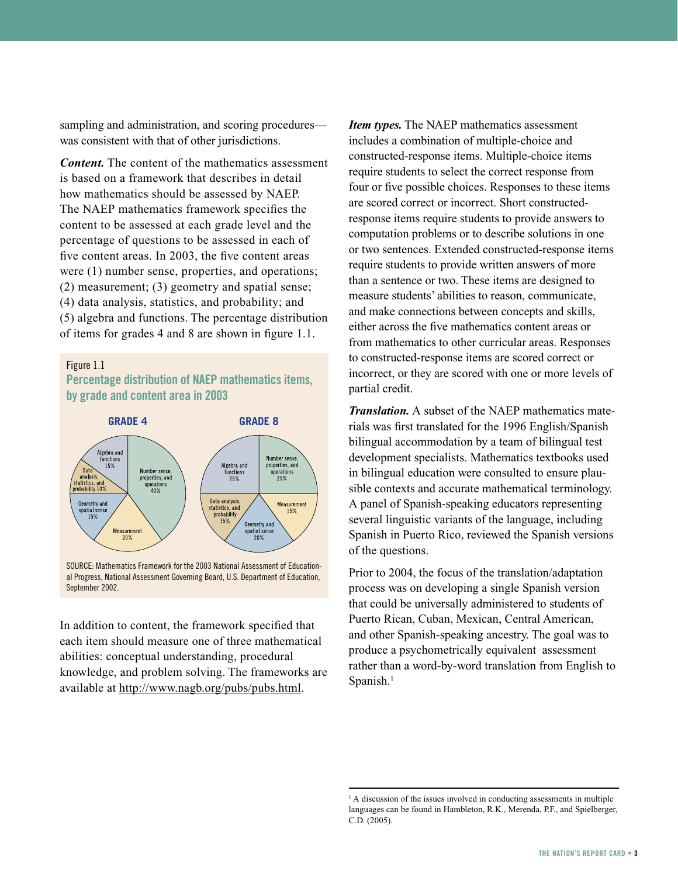sampling and administration, and scoring procedures—was consistent with that of other jurisdictions.

***Content.*** The content of the mathematics assessment is based on a framework that describes in detail how mathematics should be assessed by NAEP. The NAEP mathematics framework specifies the content to be assessed at each grade level and the percentage of questions to be assessed in each of five content areas. In 2003, the five content areas were (1) number sense, properties, and operations; (2) measurement; (3) geometry and spatial sense; (4) data analysis, statistics, and probability; and (5) algebra and functions. The percentage distribution of items for grades 4 and 8 are shown in figure 1.1.

Figure 1.1

**Percentage distribution of NAEP mathematics items, by grade and content area in 2003**

| Content area | GRADE 4 | GRADE 8 |
|---|---|---|
| Number sense, properties, and operations | 40% | 25% |
| Measurement | 20% | 15% |
| Geometry and spatial sense | 15% | 20% |
| Data analysis, statistics, and probability | 10% | 15% |
| Algebra and functions | 15% | 25% |

SOURCE: Mathematics Framework for the 2003 National Assessment of Educational Progress, National Assessment Governing Board, U.S. Department of Education, September 2002.

In addition to content, the framework specified that each item should measure one of three mathematical abilities: conceptual understanding, procedural knowledge, and problem solving. The frameworks are available at http://www.nagb.org/pubs/pubs.html.

***Item types.*** The NAEP mathematics assessment includes a combination of multiple-choice and constructed-response items. Multiple-choice items require students to select the correct response from four or five possible choices. Responses to these items are scored correct or incorrect. Short constructed-response items require students to provide answers to computation problems or to describe solutions in one or two sentences. Extended constructed-response items require students to provide written answers of more than a sentence or two. These items are designed to measure students' abilities to reason, communicate, and make connections between concepts and skills, either across the five mathematics content areas or from mathematics to other curricular areas. Responses to constructed-response items are scored correct or incorrect, or they are scored with one or more levels of partial credit.

***Translation.*** A subset of the NAEP mathematics materials was first translated for the 1996 English/Spanish bilingual accommodation by a team of bilingual test development specialists. Mathematics textbooks used in bilingual education were consulted to ensure plausible contexts and accurate mathematical terminology. A panel of Spanish-speaking educators representing several linguistic variants of the language, including Spanish in Puerto Rico, reviewed the Spanish versions of the questions.

Prior to 2004, the focus of the translation/adaptation process was on developing a single Spanish version that could be universally administered to students of Puerto Rican, Cuban, Mexican, Central American, and other Spanish-speaking ancestry. The goal was to produce a psychometrically equivalent assessment rather than a word-by-word translation from English to Spanish.[1]

[1] A discussion of the issues involved in conducting assessments in multiple languages can be found in Hambleton, R.K., Merenda, P.F., and Spielberger, C.D. (2005).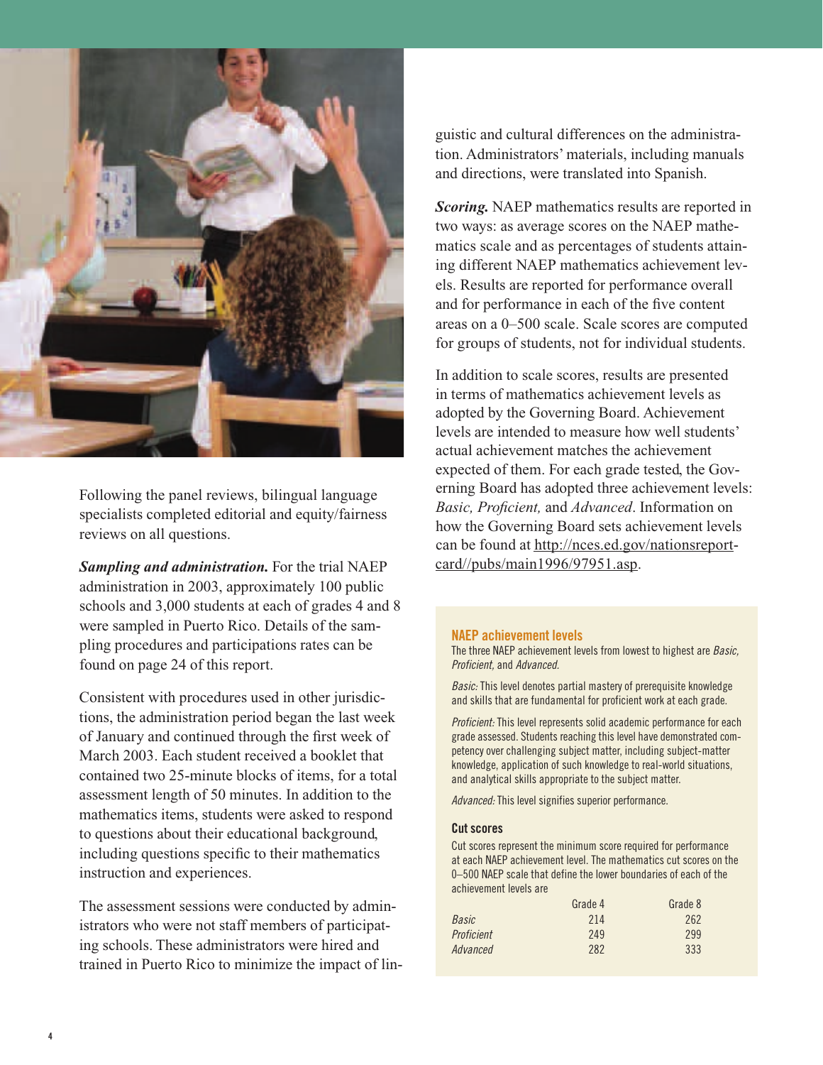Following the panel reviews, bilingual language specialists completed editorial and equity/fairness reviews on all questions.

***Sampling and administration.*** For the trial NAEP administration in 2003, approximately 100 public schools and 3,000 students at each of grades 4 and 8 were sampled in Puerto Rico. Details of the sampling procedures and participations rates can be found on page 24 of this report.

Consistent with procedures used in other jurisdictions, the administration period began the last week of January and continued through the first week of March 2003. Each student received a booklet that contained two 25-minute blocks of items, for a total assessment length of 50 minutes. In addition to the mathematics items, students were asked to respond to questions about their educational background, including questions specific to their mathematics instruction and experiences.

The assessment sessions were conducted by administrators who were not staff members of participating schools. These administrators were hired and trained in Puerto Rico to minimize the impact of linguistic and cultural differences on the administration. Administrators' materials, including manuals and directions, were translated into Spanish.

***Scoring.*** NAEP mathematics results are reported in two ways: as average scores on the NAEP mathematics scale and as percentages of students attaining different NAEP mathematics achievement levels. Results are reported for performance overall and for performance in each of the five content areas on a 0–500 scale. Scale scores are computed for groups of students, not for individual students.

In addition to scale scores, results are presented in terms of mathematics achievement levels as adopted by the Governing Board. Achievement levels are intended to measure how well students' actual achievement matches the achievement expected of them. For each grade tested, the Governing Board has adopted three achievement levels: *Basic, Proficient,* and *Advanced*. Information on how the Governing Board sets achievement levels can be found at http://nces.ed.gov/nationsreportcard//pubs/main1996/97951.asp.

### NAEP achievement levels

The three NAEP achievement levels from lowest to highest are *Basic, Proficient,* and *Advanced.*

*Basic:* This level denotes partial mastery of prerequisite knowledge and skills that are fundamental for proficient work at each grade.

*Proficient:* This level represents solid academic performance for each grade assessed. Students reaching this level have demonstrated competency over challenging subject matter, including subject-matter knowledge, application of such knowledge to real-world situations, and analytical skills appropriate to the subject matter.

*Advanced:* This level signifies superior performance.

#### Cut scores

Cut scores represent the minimum score required for performance at each NAEP achievement level. The mathematics cut scores on the 0–500 NAEP scale that define the lower boundaries of each of the achievement levels are

| | Grade 4 | Grade 8 |
|---|---|---|
| *Basic* | 214 | 262 |
| *Proficient* | 249 | 299 |
| *Advanced* | 282 | 333 |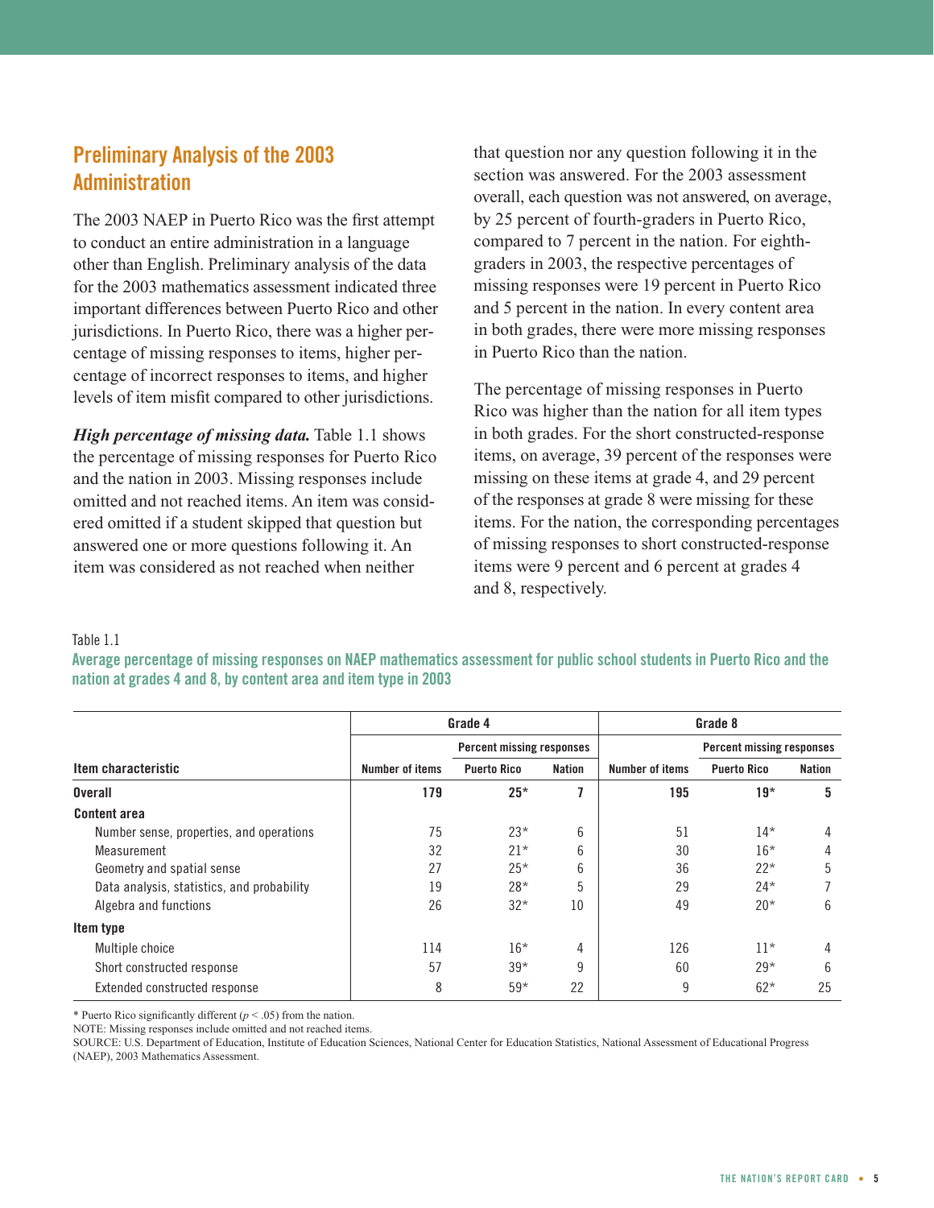## Preliminary Analysis of the 2003 Administration

The 2003 NAEP in Puerto Rico was the first attempt to conduct an entire administration in a language other than English. Preliminary analysis of the data for the 2003 mathematics assessment indicated three important differences between Puerto Rico and other jurisdictions. In Puerto Rico, there was a higher percentage of missing responses to items, higher percentage of incorrect responses to items, and higher levels of item misfit compared to other jurisdictions.

***High percentage of missing data.*** Table 1.1 shows the percentage of missing responses for Puerto Rico and the nation in 2003. Missing responses include omitted and not reached items. An item was considered omitted if a student skipped that question but answered one or more questions following it. An item was considered as not reached when neither that question nor any question following it in the section was answered. For the 2003 assessment overall, each question was not answered, on average, by 25 percent of fourth-graders in Puerto Rico, compared to 7 percent in the nation. For eighth-graders in 2003, the respective percentages of missing responses were 19 percent in Puerto Rico and 5 percent in the nation. In every content area in both grades, there were more missing responses in Puerto Rico than the nation.

The percentage of missing responses in Puerto Rico was higher than the nation for all item types in both grades. For the short constructed-response items, on average, 39 percent of the responses were missing on these items at grade 4, and 29 percent of the responses at grade 8 were missing for these items. For the nation, the corresponding percentages of missing responses to short constructed-response items were 9 percent and 6 percent at grades 4 and 8, respectively.

Table 1.1

**Average percentage of missing responses on NAEP mathematics assessment for public school students in Puerto Rico and the nation at grades 4 and 8, by content area and item type in 2003**

| | Grade 4 | | | Grade 8 | | |
|---|---|---|---|---|---|---|
| | | Percent missing responses | | | Percent missing responses | |
| Item characteristic | Number of items | Puerto Rico | Nation | Number of items | Puerto Rico | Nation |
| **Overall** | **179** | **25*** | **7** | **195** | **19*** | **5** |
| **Content area** | | | | | | |
| Number sense, properties, and operations | 75 | 23* | 6 | 51 | 14* | 4 |
| Measurement | 32 | 21* | 6 | 30 | 16* | 4 |
| Geometry and spatial sense | 27 | 25* | 6 | 36 | 22* | 5 |
| Data analysis, statistics, and probability | 19 | 28* | 5 | 29 | 24* | 7 |
| Algebra and functions | 26 | 32* | 10 | 49 | 20* | 6 |
| **Item type** | | | | | | |
| Multiple choice | 114 | 16* | 4 | 126 | 11* | 4 |
| Short constructed response | 57 | 39* | 9 | 60 | 29* | 6 |
| Extended constructed response | 8 | 59* | 22 | 9 | 62* | 25 |

* Puerto Rico significantly different ($p < .05$) from the nation.

NOTE: Missing responses include omitted and not reached items.

SOURCE: U.S. Department of Education, Institute of Education Sciences, National Center for Education Statistics, National Assessment of Educational Progress (NAEP), 2003 Mathematics Assessment.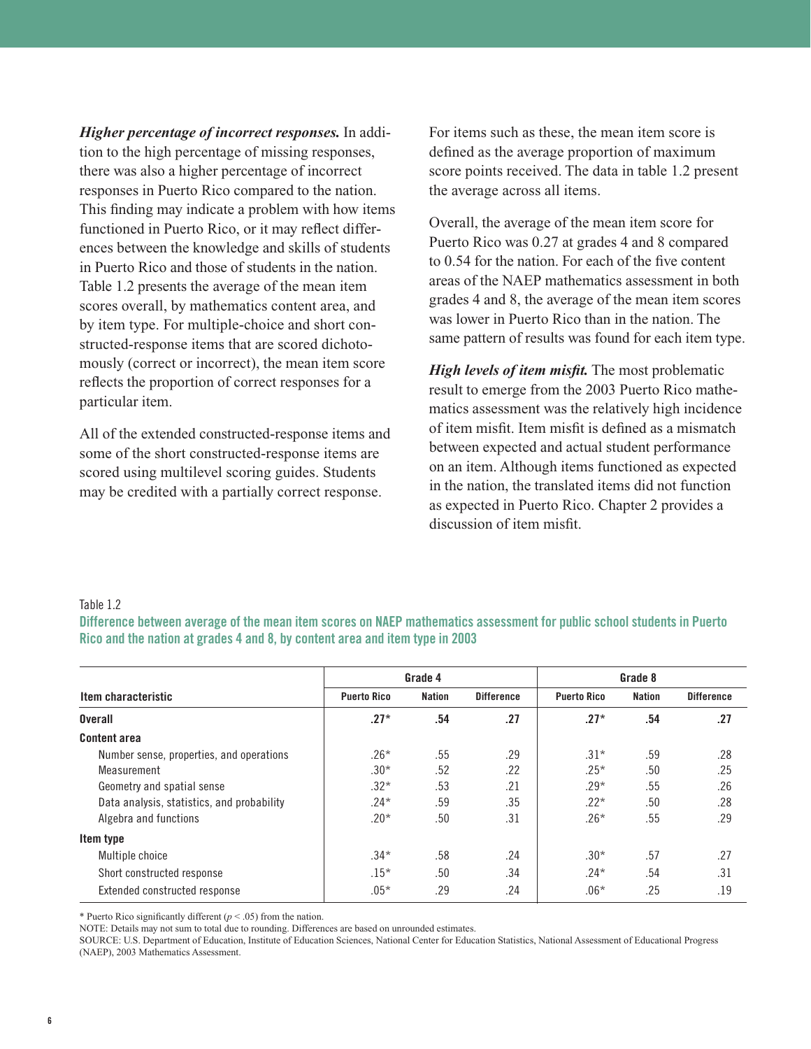***Higher percentage of incorrect responses.*** In addition to the high percentage of missing responses, there was also a higher percentage of incorrect responses in Puerto Rico compared to the nation. This finding may indicate a problem with how items functioned in Puerto Rico, or it may reflect differences between the knowledge and skills of students in Puerto Rico and those of students in the nation. Table 1.2 presents the average of the mean item scores overall, by mathematics content area, and by item type. For multiple-choice and short constructed-response items that are scored dichotomously (correct or incorrect), the mean item score reflects the proportion of correct responses for a particular item.

All of the extended constructed-response items and some of the short constructed-response items are scored using multilevel scoring guides. Students may be credited with a partially correct response. For items such as these, the mean item score is defined as the average proportion of maximum score points received. The data in table 1.2 present the average across all items.

Overall, the average of the mean item score for Puerto Rico was 0.27 at grades 4 and 8 compared to 0.54 for the nation. For each of the five content areas of the NAEP mathematics assessment in both grades 4 and 8, the average of the mean item scores was lower in Puerto Rico than in the nation. The same pattern of results was found for each item type.

***High levels of item misfit.*** The most problematic result to emerge from the 2003 Puerto Rico mathematics assessment was the relatively high incidence of item misfit. Item misfit is defined as a mismatch between expected and actual student performance on an item. Although items functioned as expected in the nation, the translated items did not function as expected in Puerto Rico. Chapter 2 provides a discussion of item misfit.

Table 1.2

**Difference between average of the mean item scores on NAEP mathematics assessment for public school students in Puerto Rico and the nation at grades 4 and 8, by content area and item type in 2003**

| Item characteristic | Grade 4 | | | Grade 8 | | |
|---|---|---|---|---|---|---|
| | Puerto Rico | Nation | Difference | Puerto Rico | Nation | Difference |
| **Overall** | **.27*** | **.54** | **.27** | **.27*** | **.54** | **.27** |
| **Content area** | | | | | | |
| Number sense, properties, and operations | .26* | .55 | .29 | .31* | .59 | .28 |
| Measurement | .30* | .52 | .22 | .25* | .50 | .25 |
| Geometry and spatial sense | .32* | .53 | .21 | .29* | .55 | .26 |
| Data analysis, statistics, and probability | .24* | .59 | .35 | .22* | .50 | .28 |
| Algebra and functions | .20* | .50 | .31 | .26* | .55 | .29 |
| **Item type** | | | | | | |
| Multiple choice | .34* | .58 | .24 | .30* | .57 | .27 |
| Short constructed response | .15* | .50 | .34 | .24* | .54 | .31 |
| Extended constructed response | .05* | .29 | .24 | .06* | .25 | .19 |

* Puerto Rico significantly different ($p < .05$) from the nation.

NOTE: Details may not sum to total due to rounding. Differences are based on unrounded estimates.

SOURCE: U.S. Department of Education, Institute of Education Sciences, National Center for Education Statistics, National Assessment of Educational Progress (NAEP), 2003 Mathematics Assessment.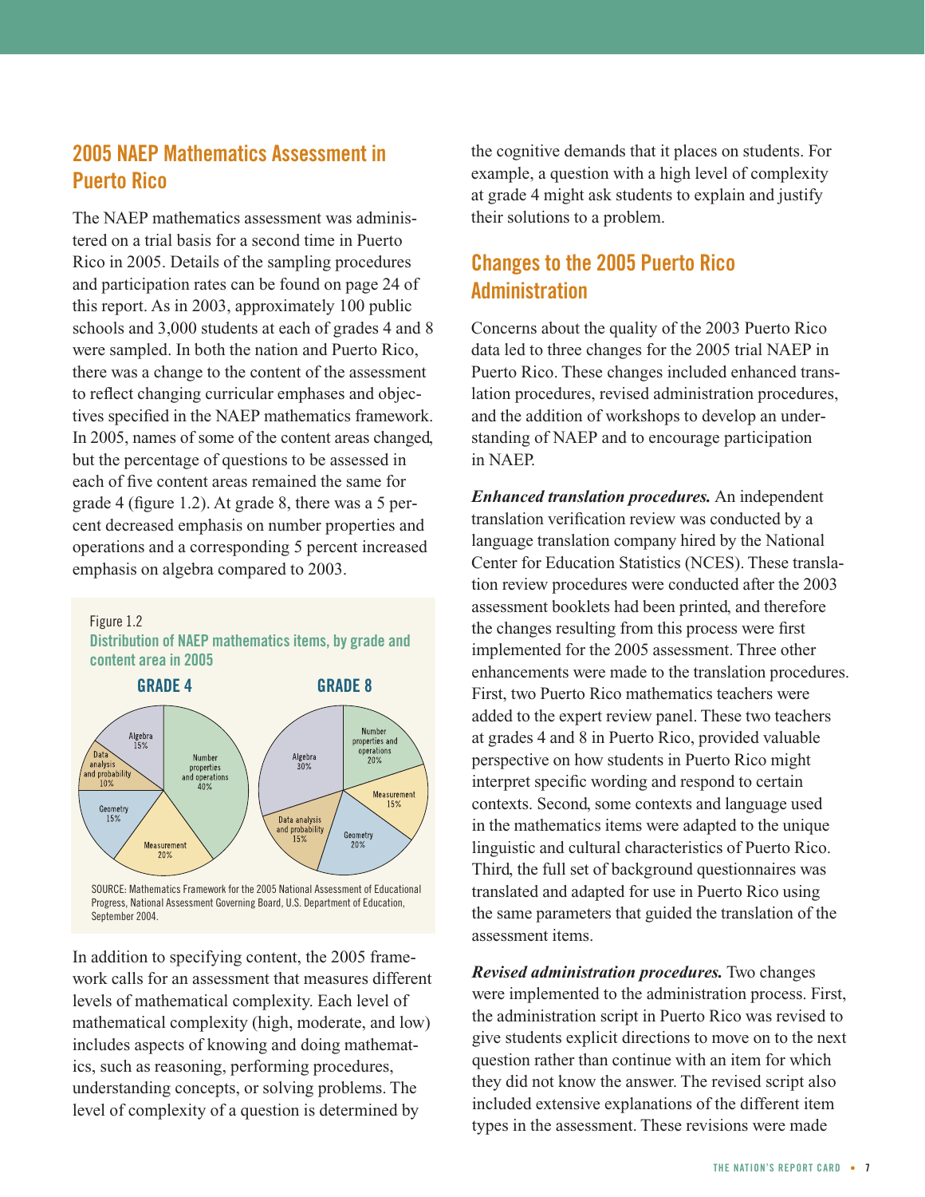## 2005 NAEP Mathematics Assessment in Puerto Rico

The NAEP mathematics assessment was administered on a trial basis for a second time in Puerto Rico in 2005. Details of the sampling procedures and participation rates can be found on page 24 of this report. As in 2003, approximately 100 public schools and 3,000 students at each of grades 4 and 8 were sampled. In both the nation and Puerto Rico, there was a change to the content of the assessment to reflect changing curricular emphases and objectives specified in the NAEP mathematics framework. In 2005, names of some of the content areas changed, but the percentage of questions to be assessed in each of five content areas remained the same for grade 4 (figure 1.2). At grade 8, there was a 5 percent decreased emphasis on number properties and operations and a corresponding 5 percent increased emphasis on algebra compared to 2003.

Figure 1.2

**Distribution of NAEP mathematics items, by grade and content area in 2005**

| Content area | Grade 4 | Grade 8 |
| --- | --- | --- |
| Number properties and operations | 40% | 20% |
| Measurement | 20% | 15% |
| Geometry | 15% | 20% |
| Data analysis and probability | 10% | 15% |
| Algebra | 15% | 30% |

SOURCE: Mathematics Framework for the 2005 National Assessment of Educational Progress, National Assessment Governing Board, U.S. Department of Education, September 2004.

In addition to specifying content, the 2005 framework calls for an assessment that measures different levels of mathematical complexity. Each level of mathematical complexity (high, moderate, and low) includes aspects of knowing and doing mathematics, such as reasoning, performing procedures, understanding concepts, or solving problems. The level of complexity of a question is determined by the cognitive demands that it places on students. For example, a question with a high level of complexity at grade 4 might ask students to explain and justify their solutions to a problem.

## Changes to the 2005 Puerto Rico Administration

Concerns about the quality of the 2003 Puerto Rico data led to three changes for the 2005 trial NAEP in Puerto Rico. These changes included enhanced translation procedures, revised administration procedures, and the addition of workshops to develop an understanding of NAEP and to encourage participation in NAEP.

***Enhanced translation procedures.*** An independent translation verification review was conducted by a language translation company hired by the National Center for Education Statistics (NCES). These translation review procedures were conducted after the 2003 assessment booklets had been printed, and therefore the changes resulting from this process were first implemented for the 2005 assessment. Three other enhancements were made to the translation procedures. First, two Puerto Rico mathematics teachers were added to the expert review panel. These two teachers at grades 4 and 8 in Puerto Rico, provided valuable perspective on how students in Puerto Rico might interpret specific wording and respond to certain contexts. Second, some contexts and language used in the mathematics items were adapted to the unique linguistic and cultural characteristics of Puerto Rico. Third, the full set of background questionnaires was translated and adapted for use in Puerto Rico using the same parameters that guided the translation of the assessment items.

***Revised administration procedures.*** Two changes were implemented to the administration process. First, the administration script in Puerto Rico was revised to give students explicit directions to move on to the next question rather than continue with an item for which they did not know the answer. The revised script also included extensive explanations of the different item types in the assessment. These revisions were made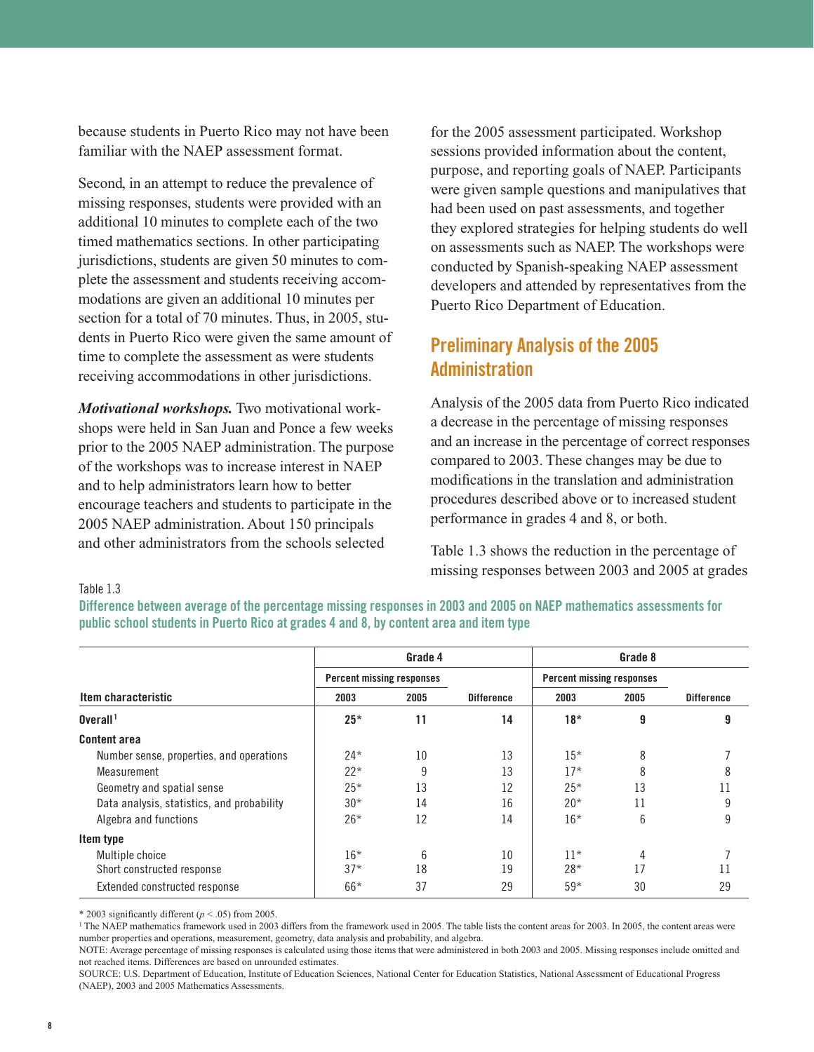because students in Puerto Rico may not have been familiar with the NAEP assessment format.

Second, in an attempt to reduce the prevalence of missing responses, students were provided with an additional 10 minutes to complete each of the two timed mathematics sections. In other participating jurisdictions, students are given 50 minutes to complete the assessment and students receiving accommodations are given an additional 10 minutes per section for a total of 70 minutes. Thus, in 2005, students in Puerto Rico were given the same amount of time to complete the assessment as were students receiving accommodations in other jurisdictions.

***Motivational workshops.*** Two motivational workshops were held in San Juan and Ponce a few weeks prior to the 2005 NAEP administration. The purpose of the workshops was to increase interest in NAEP and to help administrators learn how to better encourage teachers and students to participate in the 2005 NAEP administration. About 150 principals and other administrators from the schools selected for the 2005 assessment participated. Workshop sessions provided information about the content, purpose, and reporting goals of NAEP. Participants were given sample questions and manipulatives that had been used on past assessments, and together they explored strategies for helping students do well on assessments such as NAEP. The workshops were conducted by Spanish-speaking NAEP assessment developers and attended by representatives from the Puerto Rico Department of Education.

## Preliminary Analysis of the 2005 Administration

Analysis of the 2005 data from Puerto Rico indicated a decrease in the percentage of missing responses and an increase in the percentage of correct responses compared to 2003. These changes may be due to modifications in the translation and administration procedures described above or to increased student performance in grades 4 and 8, or both.

Table 1.3 shows the reduction in the percentage of missing responses between 2003 and 2005 at grades

Table 1.3

**Difference between average of the percentage missing responses in 2003 and 2005 on NAEP mathematics assessments for public school students in Puerto Rico at grades 4 and 8, by content area and item type**

| | Grade 4 | | | Grade 8 | | |
|---|---|---|---|---|---|---|
| | Percent missing responses | | | Percent missing responses | | |
| Item characteristic | 2003 | 2005 | Difference | 2003 | 2005 | Difference |
| **Overall**[1] | **25*** | **11** | **14** | **18*** | **9** | **9** |
| **Content area** | | | | | | |
| Number sense, properties, and operations | 24* | 10 | 13 | 15* | 8 | 7 |
| Measurement | 22* | 9 | 13 | 17* | 8 | 8 |
| Geometry and spatial sense | 25* | 13 | 12 | 25* | 13 | 11 |
| Data analysis, statistics, and probability | 30* | 14 | 16 | 20* | 11 | 9 |
| Algebra and functions | 26* | 12 | 14 | 16* | 6 | 9 |
| **Item type** | | | | | | |
| Multiple choice | 16* | 6 | 10 | 11* | 4 | 7 |
| Short constructed response | 37* | 18 | 19 | 28* | 17 | 11 |
| Extended constructed response | 66* | 37 | 29 | 59* | 30 | 29 |

* 2003 significantly different ($p < .05$) from 2005.

[1] The NAEP mathematics framework used in 2003 differs from the framework used in 2005. The table lists the content areas for 2003. In 2005, the content areas were number properties and operations, measurement, geometry, data analysis and probability, and algebra.

NOTE: Average percentage of missing responses is calculated using those items that were administered in both 2003 and 2005. Missing responses include omitted and not reached items. Differences are based on unrounded estimates.

SOURCE: U.S. Department of Education, Institute of Education Sciences, National Center for Education Statistics, National Assessment of Educational Progress (NAEP), 2003 and 2005 Mathematics Assessments.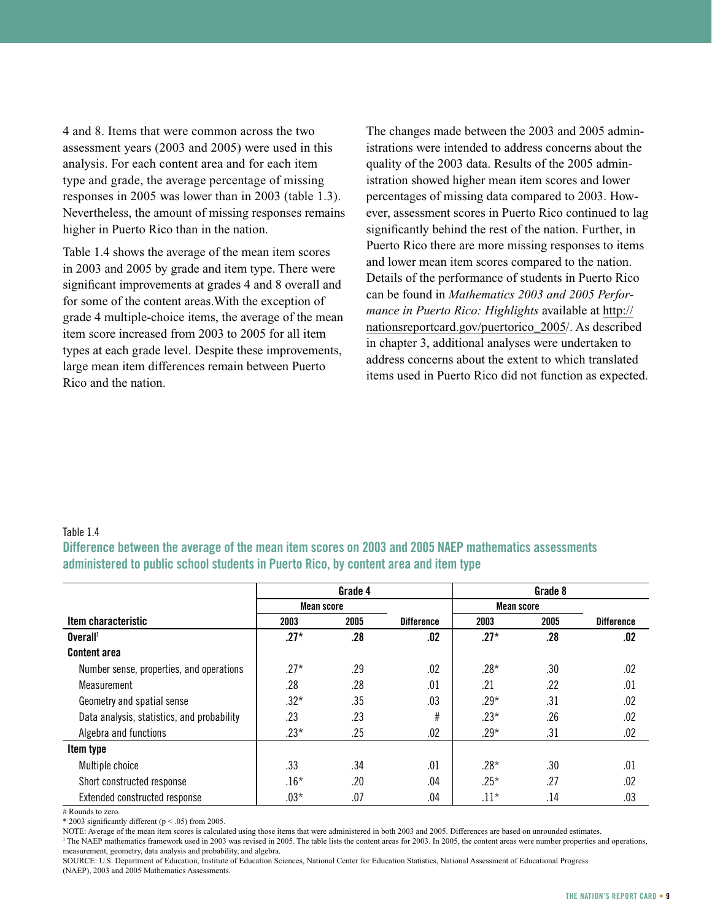4 and 8. Items that were common across the two assessment years (2003 and 2005) were used in this analysis. For each content area and for each item type and grade, the average percentage of missing responses in 2005 was lower than in 2003 (table 1.3). Nevertheless, the amount of missing responses remains higher in Puerto Rico than in the nation.

Table 1.4 shows the average of the mean item scores in 2003 and 2005 by grade and item type. There were significant improvements at grades 4 and 8 overall and for some of the content areas.With the exception of grade 4 multiple-choice items, the average of the mean item score increased from 2003 to 2005 for all item types at each grade level. Despite these improvements, large mean item differences remain between Puerto Rico and the nation.

The changes made between the 2003 and 2005 administrations were intended to address concerns about the quality of the 2003 data. Results of the 2005 administration showed higher mean item scores and lower percentages of missing data compared to 2003. However, assessment scores in Puerto Rico continued to lag significantly behind the rest of the nation. Further, in Puerto Rico there are more missing responses to items and lower mean item scores compared to the nation. Details of the performance of students in Puerto Rico can be found in *Mathematics 2003 and 2005 Performance in Puerto Rico: Highlights* available at http://nationsreportcard.gov/puertorico_2005/. As described in chapter 3, additional analyses were undertaken to address concerns about the extent to which translated items used in Puerto Rico did not function as expected.

Table 1.4

**Difference between the average of the mean item scores on 2003 and 2005 NAEP mathematics assessments administered to public school students in Puerto Rico, by content area and item type**

| | Grade 4 | | | Grade 8 | | |
|---|---|---|---|---|---|---|
| | Mean score | | | Mean score | | |
| Item characteristic | 2003 | 2005 | Difference | 2003 | 2005 | Difference |
| **Overall**[1] | **.27*** | **.28** | **.02** | **.27*** | **.28** | **.02** |
| **Content area** | | | | | | |
| Number sense, properties, and operations | .27* | .29 | .02 | .28* | .30 | .02 |
| Measurement | .28 | .28 | .01 | .21 | .22 | .01 |
| Geometry and spatial sense | .32* | .35 | .03 | .29* | .31 | .02 |
| Data analysis, statistics, and probability | .23 | .23 | # | .23* | .26 | .02 |
| Algebra and functions | .23* | .25 | .02 | .29* | .31 | .02 |
| **Item type** | | | | | | |
| Multiple choice | .33 | .34 | .01 | .28* | .30 | .01 |
| Short constructed response | .16* | .20 | .04 | .25* | .27 | .02 |
| Extended constructed response | .03* | .07 | .04 | .11* | .14 | .03 |

# Rounds to zero.

* 2003 significantly different ($p < .05$) from 2005.

NOTE: Average of the mean item scores is calculated using those items that were administered in both 2003 and 2005. Differences are based on unrounded estimates.

[1] The NAEP mathematics framework used in 2003 was revised in 2005. The table lists the content areas for 2003. In 2005, the content areas were number properties and operations, measurement, geometry, data analysis and probability, and algebra.

SOURCE: U.S. Department of Education, Institute of Education Sciences, National Center for Education Statistics, National Assessment of Educational Progress (NAEP), 2003 and 2005 Mathematics Assessments.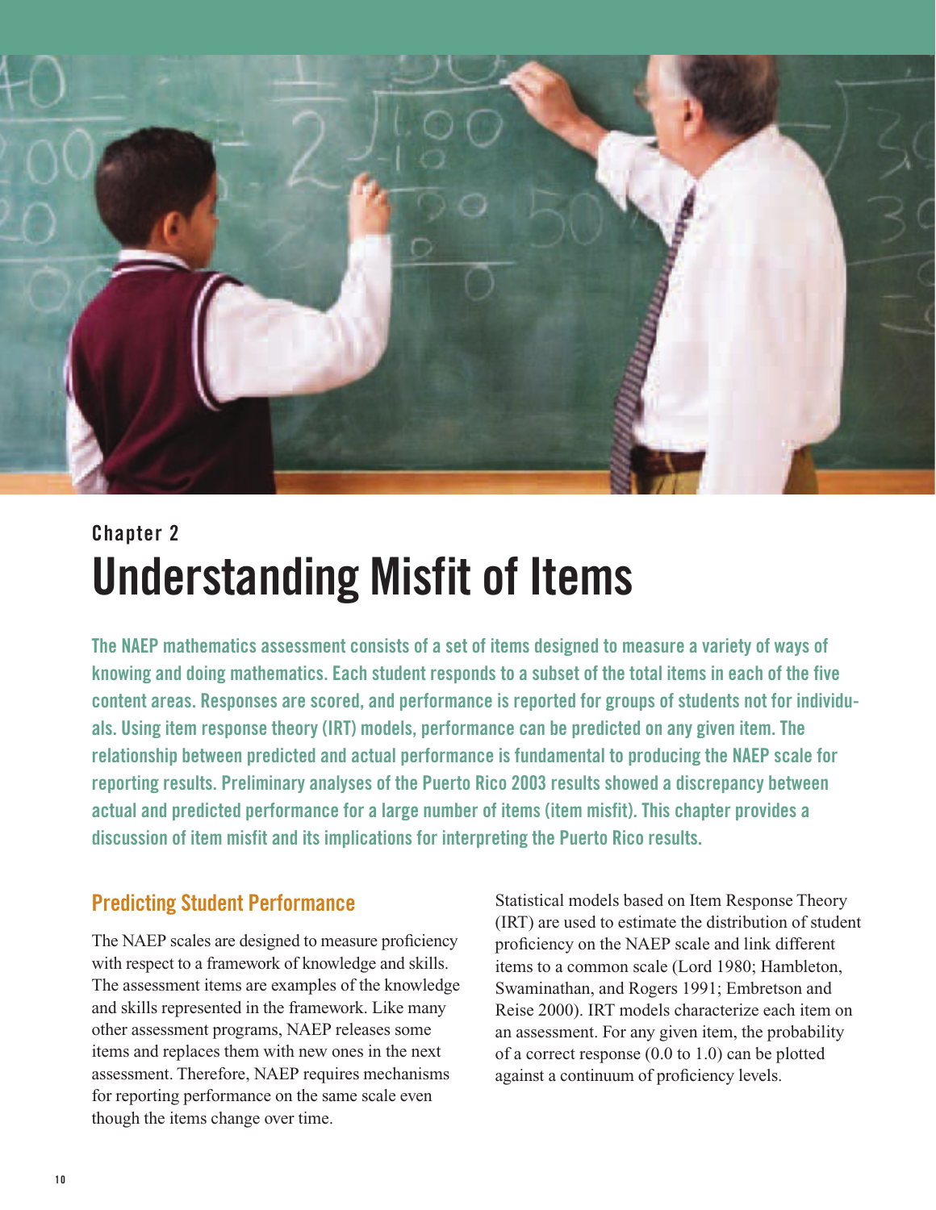Chapter 2

# Understanding Misfit of Items

**The NAEP mathematics assessment consists of a set of items designed to measure a variety of ways of knowing and doing mathematics. Each student responds to a subset of the total items in each of the five content areas. Responses are scored, and performance is reported for groups of students not for individuals. Using item response theory (IRT) models, performance can be predicted on any given item. The relationship between predicted and actual performance is fundamental to producing the NAEP scale for reporting results. Preliminary analyses of the Puerto Rico 2003 results showed a discrepancy between actual and predicted performance for a large number of items (item misfit). This chapter provides a discussion of item misfit and its implications for interpreting the Puerto Rico results.**

## Predicting Student Performance

The NAEP scales are designed to measure proficiency with respect to a framework of knowledge and skills. The assessment items are examples of the knowledge and skills represented in the framework. Like many other assessment programs, NAEP releases some items and replaces them with new ones in the next assessment. Therefore, NAEP requires mechanisms for reporting performance on the same scale even though the items change over time.

Statistical models based on Item Response Theory (IRT) are used to estimate the distribution of student proficiency on the NAEP scale and link different items to a common scale (Lord 1980; Hambleton, Swaminathan, and Rogers 1991; Embretson and Reise 2000). IRT models characterize each item on an assessment. For any given item, the probability of a correct response (0.0 to 1.0) can be plotted against a continuum of proficiency levels.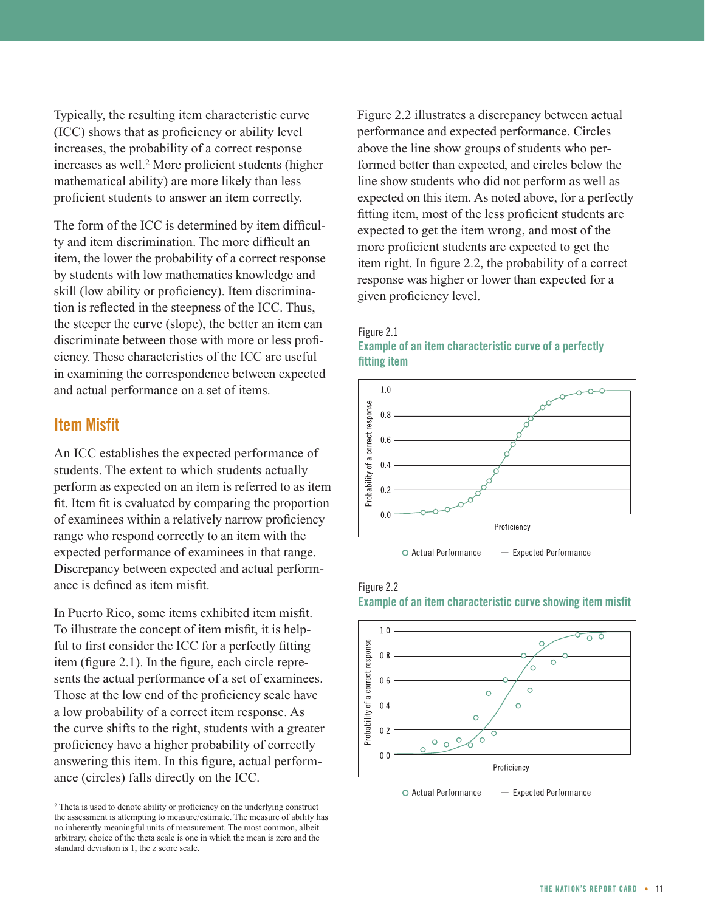Typically, the resulting item characteristic curve (ICC) shows that as proficiency or ability level increases, the probability of a correct response increases as well.[2] More proficient students (higher mathematical ability) are more likely than less proficient students to answer an item correctly.

The form of the ICC is determined by item difficulty and item discrimination. The more difficult an item, the lower the probability of a correct response by students with low mathematics knowledge and skill (low ability or proficiency). Item discrimination is reflected in the steepness of the ICC. Thus, the steeper the curve (slope), the better an item can discriminate between those with more or less proficiency. These characteristics of the ICC are useful in examining the correspondence between expected and actual performance on a set of items.

## Item Misfit

An ICC establishes the expected performance of students. The extent to which students actually perform as expected on an item is referred to as item fit. Item fit is evaluated by comparing the proportion of examinees within a relatively narrow proficiency range who respond correctly to an item with the expected performance of examinees in that range. Discrepancy between expected and actual performance is defined as item misfit.

In Puerto Rico, some items exhibited item misfit. To illustrate the concept of item misfit, it is helpful to first consider the ICC for a perfectly fitting item (figure 2.1). In the figure, each circle represents the actual performance of a set of examinees. Those at the low end of the proficiency scale have a low probability of a correct item response. As the curve shifts to the right, students with a greater proficiency have a higher probability of correctly answering this item. In this figure, actual performance (circles) falls directly on the ICC.

Figure 2.2 illustrates a discrepancy between actual performance and expected performance. Circles above the line show groups of students who performed better than expected, and circles below the line show students who did not perform as well as expected on this item. As noted above, for a perfectly fitting item, most of the less proficient students are expected to get the item wrong, and most of the more proficient students are expected to get the item right. In figure 2.2, the probability of a correct response was higher or lower than expected for a given proficiency level.

Figure 2.1
**Example of an item characteristic curve of a perfectly fitting item**

Figure 2.2
**Example of an item characteristic curve showing item misfit**

---

[2] Theta is used to denote ability or proficiency on the underlying construct the assessment is attempting to measure/estimate. The measure of ability has no inherently meaningful units of measurement. The most common, albeit arbitrary, choice of the theta scale is one in which the mean is zero and the standard deviation is 1, the z score scale.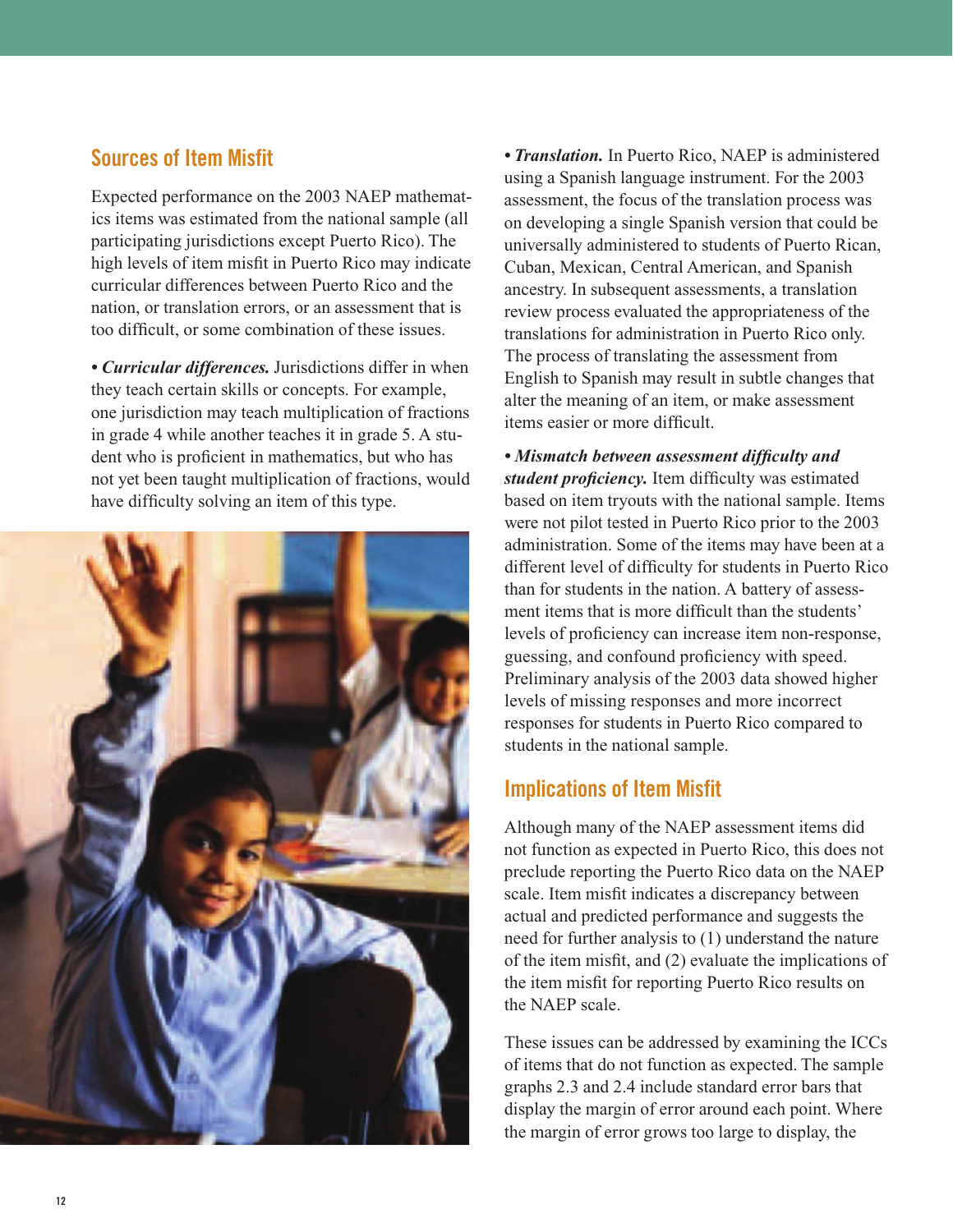## Sources of Item Misfit

Expected performance on the 2003 NAEP mathematics items was estimated from the national sample (all participating jurisdictions except Puerto Rico). The high levels of item misfit in Puerto Rico may indicate curricular differences between Puerto Rico and the nation, or translation errors, or an assessment that is too difficult, or some combination of these issues.

• ***Curricular differences.*** Jurisdictions differ in when they teach certain skills or concepts. For example, one jurisdiction may teach multiplication of fractions in grade 4 while another teaches it in grade 5. A student who is proficient in mathematics, but who has not yet been taught multiplication of fractions, would have difficulty solving an item of this type.

• ***Translation.*** In Puerto Rico, NAEP is administered using a Spanish language instrument. For the 2003 assessment, the focus of the translation process was on developing a single Spanish version that could be universally administered to students of Puerto Rican, Cuban, Mexican, Central American, and Spanish ancestry. In subsequent assessments, a translation review process evaluated the appropriateness of the translations for administration in Puerto Rico only. The process of translating the assessment from English to Spanish may result in subtle changes that alter the meaning of an item, or make assessment items easier or more difficult.

• ***Mismatch between assessment difficulty and student proficiency.*** Item difficulty was estimated based on item tryouts with the national sample. Items were not pilot tested in Puerto Rico prior to the 2003 administration. Some of the items may have been at a different level of difficulty for students in Puerto Rico than for students in the nation. A battery of assessment items that is more difficult than the students' levels of proficiency can increase item non-response, guessing, and confound proficiency with speed. Preliminary analysis of the 2003 data showed higher levels of missing responses and more incorrect responses for students in Puerto Rico compared to students in the national sample.

## Implications of Item Misfit

Although many of the NAEP assessment items did not function as expected in Puerto Rico, this does not preclude reporting the Puerto Rico data on the NAEP scale. Item misfit indicates a discrepancy between actual and predicted performance and suggests the need for further analysis to (1) understand the nature of the item misfit, and (2) evaluate the implications of the item misfit for reporting Puerto Rico results on the NAEP scale.

These issues can be addressed by examining the ICCs of items that do not function as expected. The sample graphs 2.3 and 2.4 include standard error bars that display the margin of error around each point. Where the margin of error grows too large to display, the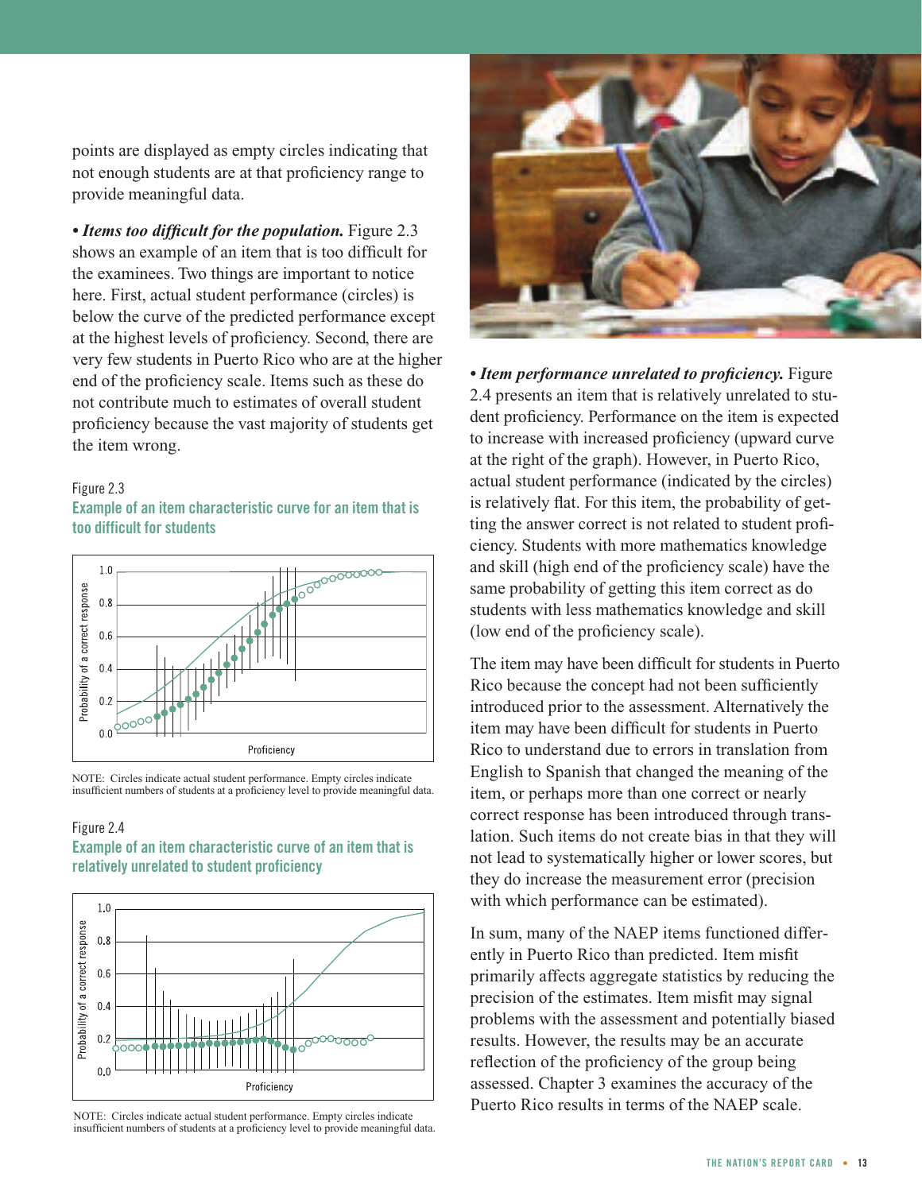points are displayed as empty circles indicating that not enough students are at that proficiency range to provide meaningful data.

• ***Items too difficult for the population.*** Figure 2.3 shows an example of an item that is too difficult for the examinees. Two things are important to notice here. First, actual student performance (circles) is below the curve of the predicted performance except at the highest levels of proficiency. Second, there are very few students in Puerto Rico who are at the higher end of the proficiency scale. Items such as these do not contribute much to estimates of overall student proficiency because the vast majority of students get the item wrong.

Figure 2.3

**Example of an item characteristic curve for an item that is too difficult for students**

NOTE: Circles indicate actual student performance. Empty circles indicate insufficient numbers of students at a proficiency level to provide meaningful data.

Figure 2.4

**Example of an item characteristic curve of an item that is relatively unrelated to student proficiency**

NOTE: Circles indicate actual student performance. Empty circles indicate insufficient numbers of students at a proficiency level to provide meaningful data.

• ***Item performance unrelated to proficiency.*** Figure 2.4 presents an item that is relatively unrelated to student proficiency. Performance on the item is expected to increase with increased proficiency (upward curve at the right of the graph). However, in Puerto Rico, actual student performance (indicated by the circles) is relatively flat. For this item, the probability of getting the answer correct is not related to student proficiency. Students with more mathematics knowledge and skill (high end of the proficiency scale) have the same probability of getting this item correct as do students with less mathematics knowledge and skill (low end of the proficiency scale).

The item may have been difficult for students in Puerto Rico because the concept had not been sufficiently introduced prior to the assessment. Alternatively the item may have been difficult for students in Puerto Rico to understand due to errors in translation from English to Spanish that changed the meaning of the item, or perhaps more than one correct or nearly correct response has been introduced through translation. Such items do not create bias in that they will not lead to systematically higher or lower scores, but they do increase the measurement error (precision with which performance can be estimated).

In sum, many of the NAEP items functioned differently in Puerto Rico than predicted. Item misfit primarily affects aggregate statistics by reducing the precision of the estimates. Item misfit may signal problems with the assessment and potentially biased results. However, the results may be an accurate reflection of the proficiency of the group being assessed. Chapter 3 examines the accuracy of the Puerto Rico results in terms of the NAEP scale.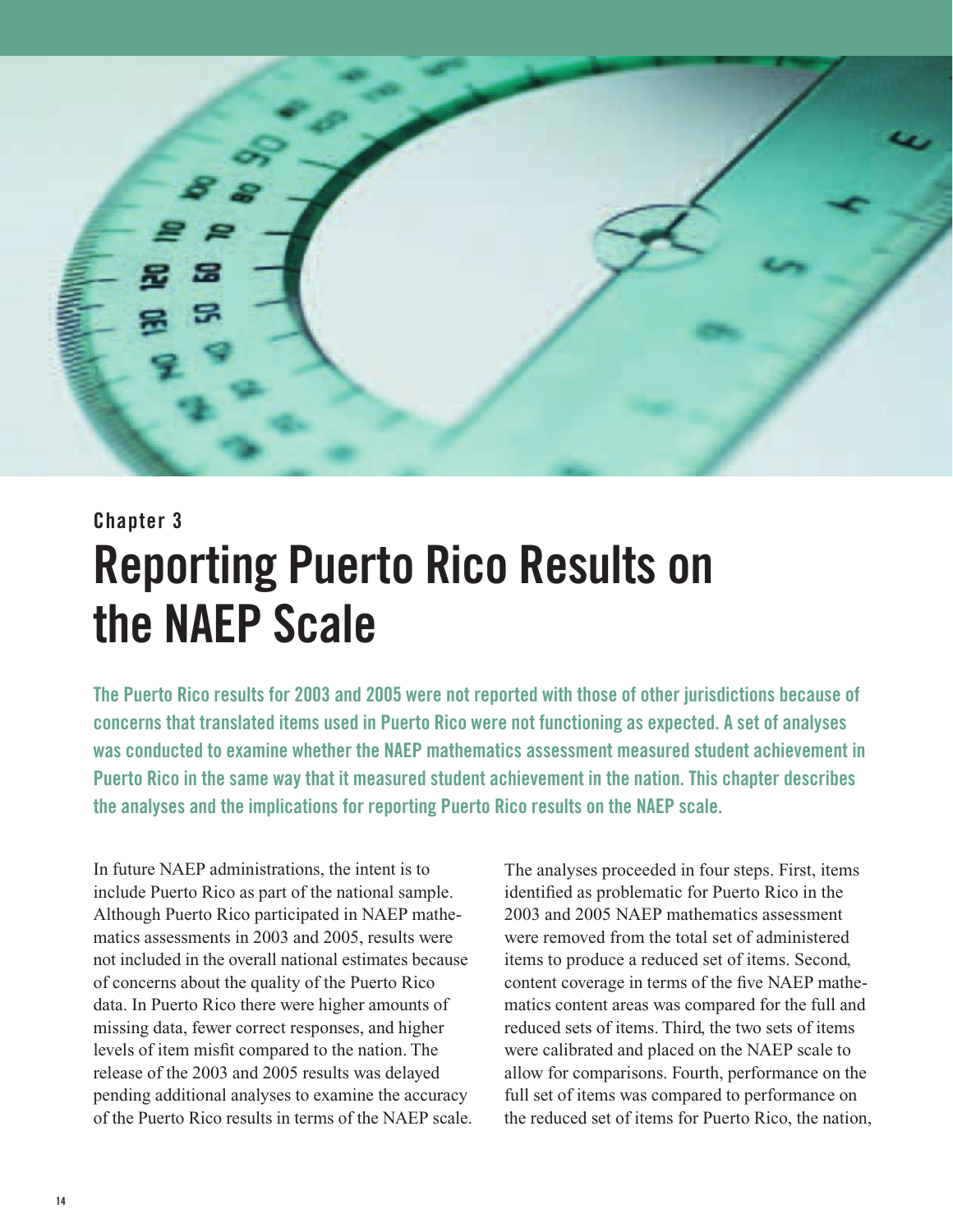Chapter 3

# Reporting Puerto Rico Results on the NAEP Scale

**The Puerto Rico results for 2003 and 2005 were not reported with those of other jurisdictions because of concerns that translated items used in Puerto Rico were not functioning as expected. A set of analyses was conducted to examine whether the NAEP mathematics assessment measured student achievement in Puerto Rico in the same way that it measured student achievement in the nation. This chapter describes the analyses and the implications for reporting Puerto Rico results on the NAEP scale.**

In future NAEP administrations, the intent is to include Puerto Rico as part of the national sample. Although Puerto Rico participated in NAEP mathematics assessments in 2003 and 2005, results were not included in the overall national estimates because of concerns about the quality of the Puerto Rico data. In Puerto Rico there were higher amounts of missing data, fewer correct responses, and higher levels of item misfit compared to the nation. The release of the 2003 and 2005 results was delayed pending additional analyses to examine the accuracy of the Puerto Rico results in terms of the NAEP scale.

The analyses proceeded in four steps. First, items identified as problematic for Puerto Rico in the 2003 and 2005 NAEP mathematics assessment were removed from the total set of administered items to produce a reduced set of items. Second, content coverage in terms of the five NAEP mathematics content areas was compared for the full and reduced sets of items. Third, the two sets of items were calibrated and placed on the NAEP scale to allow for comparisons. Fourth, performance on the full set of items was compared to performance on the reduced set of items for Puerto Rico, the nation,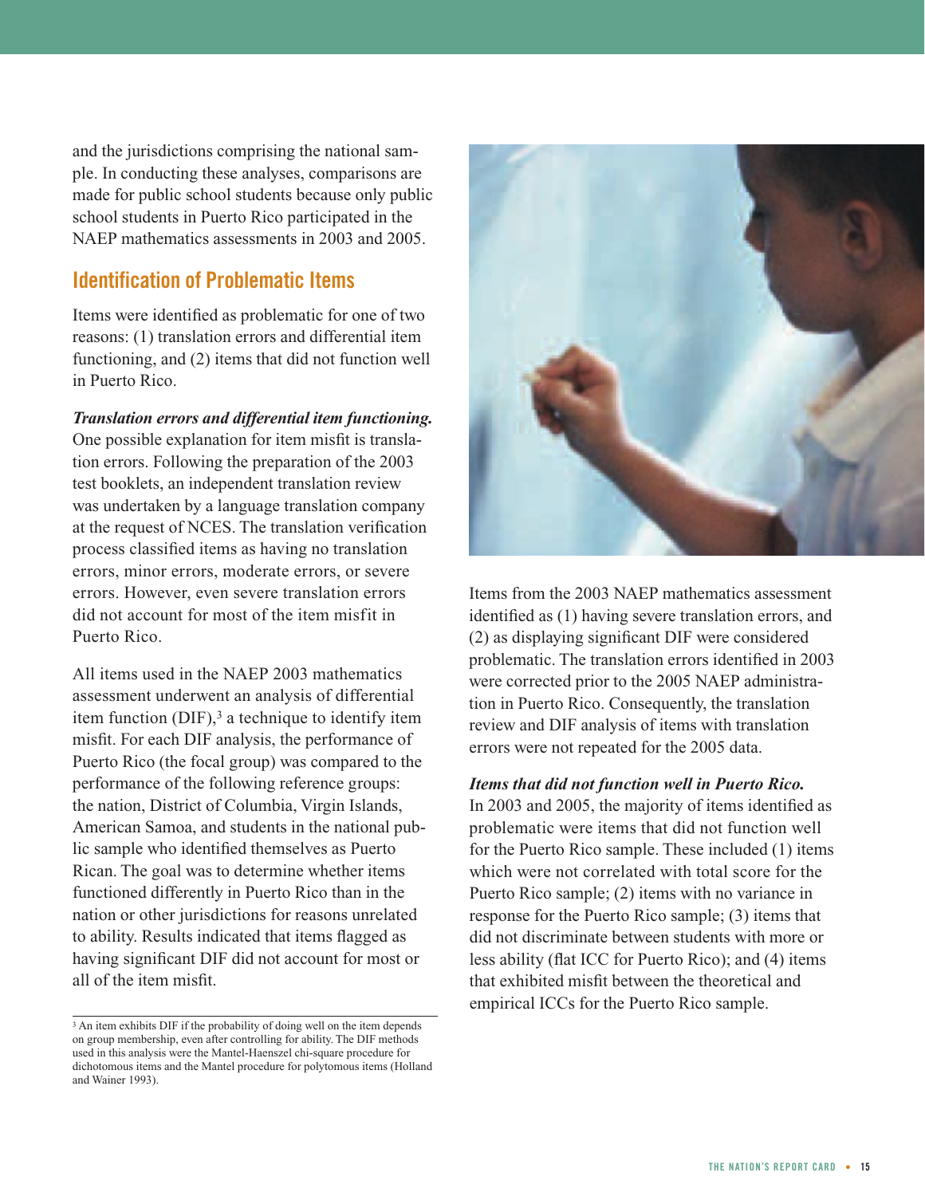and the jurisdictions comprising the national sample. In conducting these analyses, comparisons are made for public school students because only public school students in Puerto Rico participated in the NAEP mathematics assessments in 2003 and 2005.

## Identification of Problematic Items

Items were identified as problematic for one of two reasons: (1) translation errors and differential item functioning, and (2) items that did not function well in Puerto Rico.

***Translation errors and differential item functioning.*** One possible explanation for item misfit is translation errors. Following the preparation of the 2003 test booklets, an independent translation review was undertaken by a language translation company at the request of NCES. The translation verification process classified items as having no translation errors, minor errors, moderate errors, or severe errors. However, even severe translation errors did not account for most of the item misfit in Puerto Rico.

All items used in the NAEP 2003 mathematics assessment underwent an analysis of differential item function (DIF),[3] a technique to identify item misfit. For each DIF analysis, the performance of Puerto Rico (the focal group) was compared to the performance of the following reference groups: the nation, District of Columbia, Virgin Islands, American Samoa, and students in the national public sample who identified themselves as Puerto Rican. The goal was to determine whether items functioned differently in Puerto Rico than in the nation or other jurisdictions for reasons unrelated to ability. Results indicated that items flagged as having significant DIF did not account for most or all of the item misfit.

Items from the 2003 NAEP mathematics assessment identified as (1) having severe translation errors, and (2) as displaying significant DIF were considered problematic. The translation errors identified in 2003 were corrected prior to the 2005 NAEP administration in Puerto Rico. Consequently, the translation review and DIF analysis of items with translation errors were not repeated for the 2005 data.

***Items that did not function well in Puerto Rico.*** In 2003 and 2005, the majority of items identified as problematic were items that did not function well for the Puerto Rico sample. These included (1) items which were not correlated with total score for the Puerto Rico sample; (2) items with no variance in response for the Puerto Rico sample; (3) items that did not discriminate between students with more or less ability (flat ICC for Puerto Rico); and (4) items that exhibited misfit between the theoretical and empirical ICCs for the Puerto Rico sample.

---

[3] An item exhibits DIF if the probability of doing well on the item depends on group membership, even after controlling for ability. The DIF methods used in this analysis were the Mantel-Haenszel chi-square procedure for dichotomous items and the Mantel procedure for polytomous items (Holland and Wainer 1993).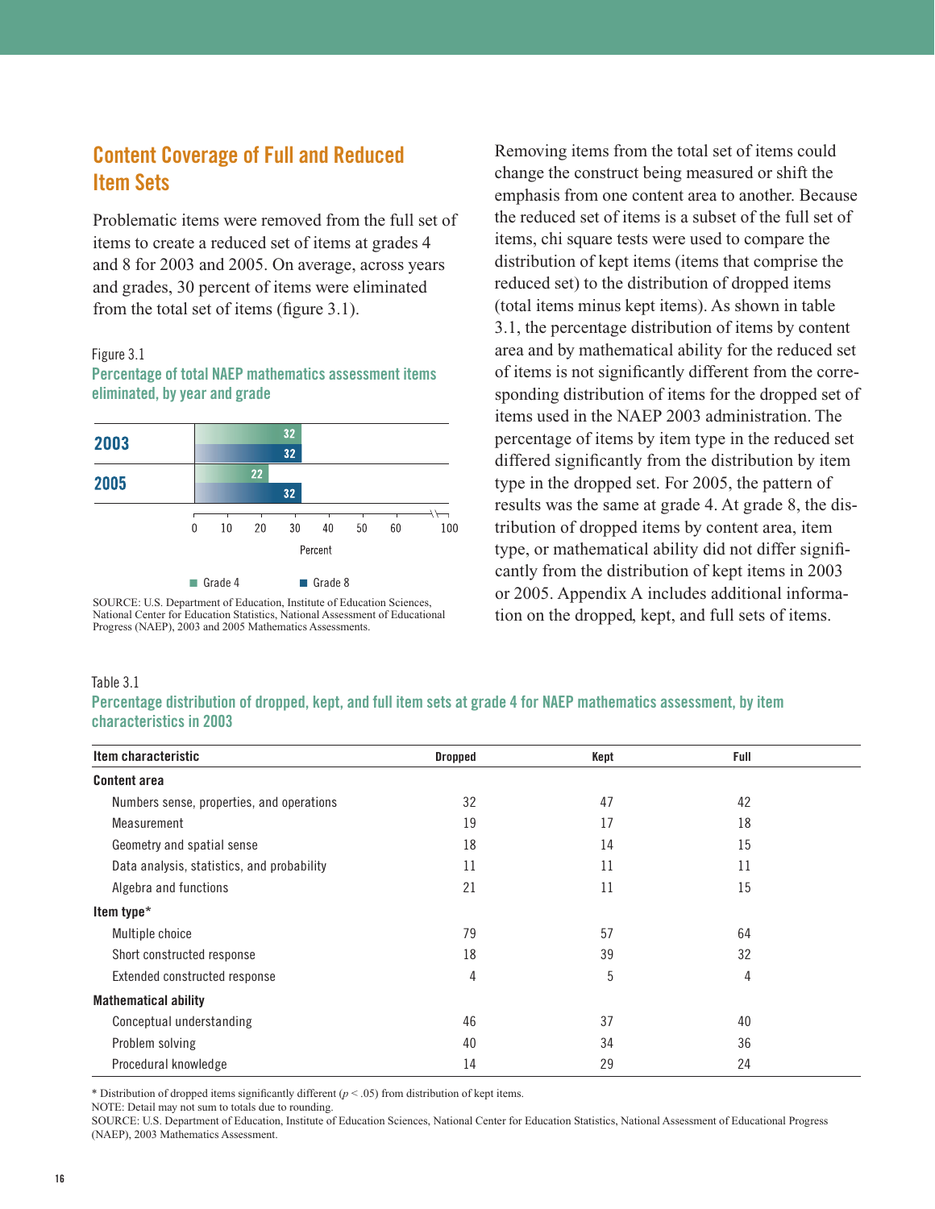## Content Coverage of Full and Reduced Item Sets

Problematic items were removed from the full set of items to create a reduced set of items at grades 4 and 8 for 2003 and 2005. On average, across years and grades, 30 percent of items were eliminated from the total set of items (figure 3.1).

Figure 3.1

**Percentage of total NAEP mathematics assessment items eliminated, by year and grade**

| Year | Grade 4 | Grade 8 |
|---|---|---|
| 2003 | 32 | 32 |
| 2005 | 22 | 32 |

SOURCE: U.S. Department of Education, Institute of Education Sciences, National Center for Education Statistics, National Assessment of Educational Progress (NAEP), 2003 and 2005 Mathematics Assessments.

Removing items from the total set of items could change the construct being measured or shift the emphasis from one content area to another. Because the reduced set of items is a subset of the full set of items, chi square tests were used to compare the distribution of kept items (items that comprise the reduced set) to the distribution of dropped items (total items minus kept items). As shown in table 3.1, the percentage distribution of items by content area and by mathematical ability for the reduced set of items is not significantly different from the corresponding distribution of items for the dropped set of items used in the NAEP 2003 administration. The percentage of items by item type in the reduced set differed significantly from the distribution by item type in the dropped set. For 2005, the pattern of results was the same at grade 4. At grade 8, the distribution of dropped items by content area, item type, or mathematical ability did not differ significantly from the distribution of kept items in 2003 or 2005. Appendix A includes additional information on the dropped, kept, and full sets of items.

Table 3.1

**Percentage distribution of dropped, kept, and full item sets at grade 4 for NAEP mathematics assessment, by item characteristics in 2003**

| Item characteristic | Dropped | Kept | Full |
|---|---|---|---|
| **Content area** | | | |
| Numbers sense, properties, and operations | 32 | 47 | 42 |
| Measurement | 19 | 17 | 18 |
| Geometry and spatial sense | 18 | 14 | 15 |
| Data analysis, statistics, and probability | 11 | 11 | 11 |
| Algebra and functions | 21 | 11 | 15 |
| **Item type*** | | | |
| Multiple choice | 79 | 57 | 64 |
| Short constructed response | 18 | 39 | 32 |
| Extended constructed response | 4 | 5 | 4 |
| **Mathematical ability** | | | |
| Conceptual understanding | 46 | 37 | 40 |
| Problem solving | 40 | 34 | 36 |
| Procedural knowledge | 14 | 29 | 24 |

* Distribution of dropped items significantly different ($p < .05$) from distribution of kept items.

NOTE: Detail may not sum to totals due to rounding.

SOURCE: U.S. Department of Education, Institute of Education Sciences, National Center for Education Statistics, National Assessment of Educational Progress (NAEP), 2003 Mathematics Assessment.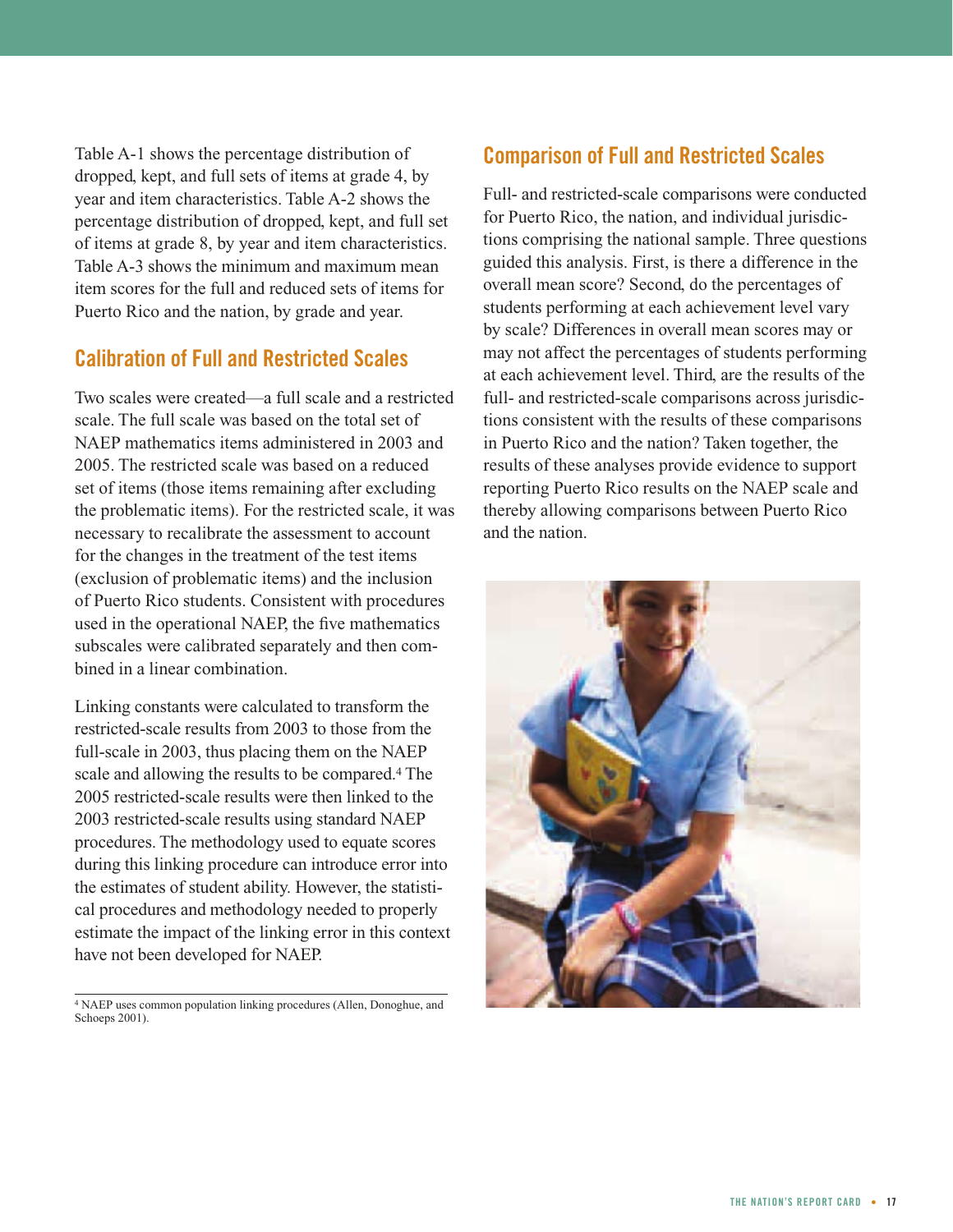Table A-1 shows the percentage distribution of dropped, kept, and full sets of items at grade 4, by year and item characteristics. Table A-2 shows the percentage distribution of dropped, kept, and full set of items at grade 8, by year and item characteristics. Table A-3 shows the minimum and maximum mean item scores for the full and reduced sets of items for Puerto Rico and the nation, by grade and year.

## Calibration of Full and Restricted Scales

Two scales were created—a full scale and a restricted scale. The full scale was based on the total set of NAEP mathematics items administered in 2003 and 2005. The restricted scale was based on a reduced set of items (those items remaining after excluding the problematic items). For the restricted scale, it was necessary to recalibrate the assessment to account for the changes in the treatment of the test items (exclusion of problematic items) and the inclusion of Puerto Rico students. Consistent with procedures used in the operational NAEP, the five mathematics subscales were calibrated separately and then combined in a linear combination.

Linking constants were calculated to transform the restricted-scale results from 2003 to those from the full-scale in 2003, thus placing them on the NAEP scale and allowing the results to be compared.[4] The 2005 restricted-scale results were then linked to the 2003 restricted-scale results using standard NAEP procedures. The methodology used to equate scores during this linking procedure can introduce error into the estimates of student ability. However, the statistical procedures and methodology needed to properly estimate the impact of the linking error in this context have not been developed for NAEP.

[4] NAEP uses common population linking procedures (Allen, Donoghue, and Schoeps 2001).

## Comparison of Full and Restricted Scales

Full- and restricted-scale comparisons were conducted for Puerto Rico, the nation, and individual jurisdictions comprising the national sample. Three questions guided this analysis. First, is there a difference in the overall mean score? Second, do the percentages of students performing at each achievement level vary by scale? Differences in overall mean scores may or may not affect the percentages of students performing at each achievement level. Third, are the results of the full- and restricted-scale comparisons across jurisdictions consistent with the results of these comparisons in Puerto Rico and the nation? Taken together, the results of these analyses provide evidence to support reporting Puerto Rico results on the NAEP scale and thereby allowing comparisons between Puerto Rico and the nation.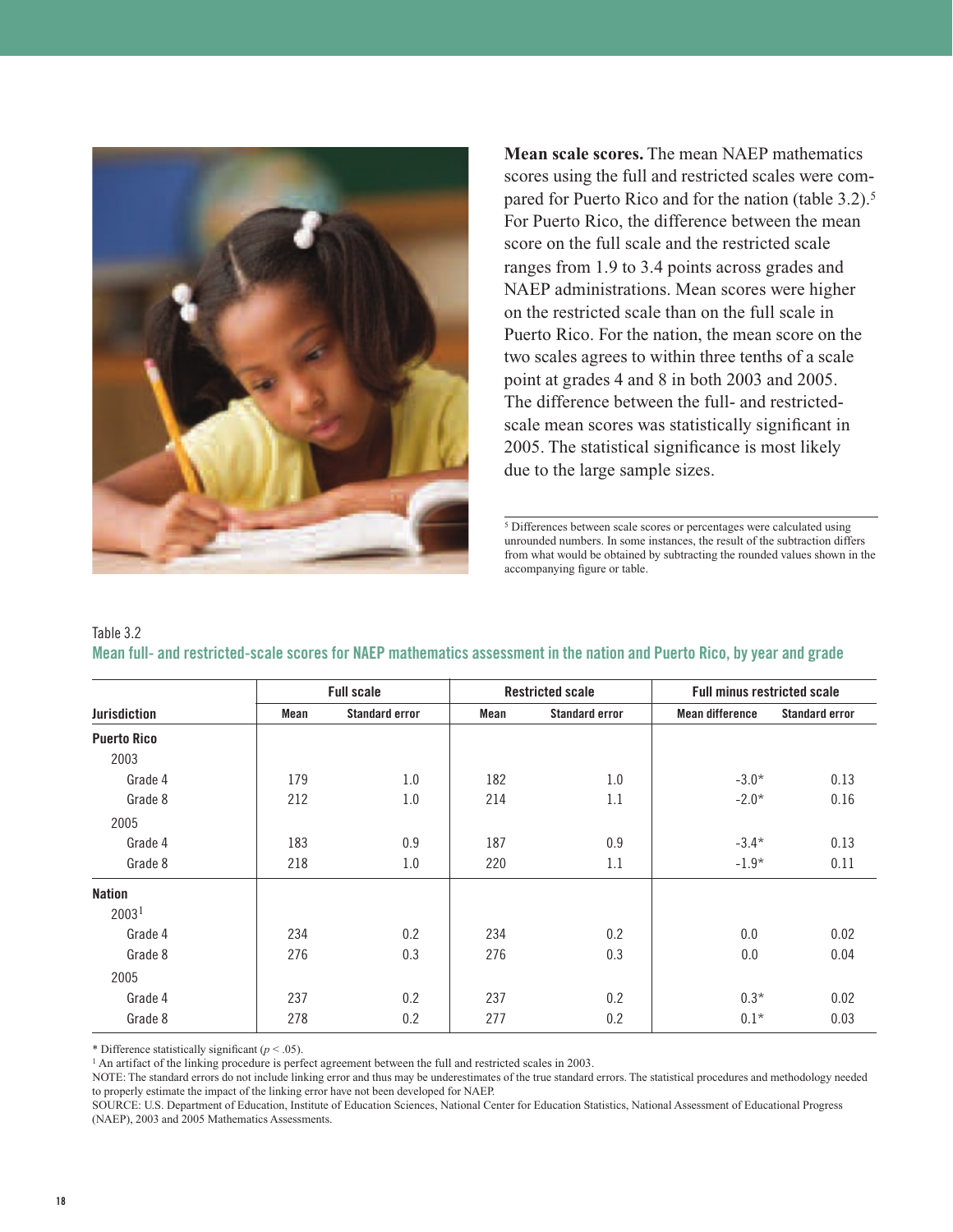**Mean scale scores.** The mean NAEP mathematics scores using the full and restricted scales were compared for Puerto Rico and for the nation (table 3.2).[5] For Puerto Rico, the difference between the mean score on the full scale and the restricted scale ranges from 1.9 to 3.4 points across grades and NAEP administrations. Mean scores were higher on the restricted scale than on the full scale in Puerto Rico. For the nation, the mean score on the two scales agrees to within three tenths of a scale point at grades 4 and 8 in both 2003 and 2005. The difference between the full- and restricted-scale mean scores was statistically significant in 2005. The statistical significance is most likely due to the large sample sizes.

[5] Differences between scale scores or percentages were calculated using unrounded numbers. In some instances, the result of the subtraction differs from what would be obtained by subtracting the rounded values shown in the accompanying figure or table.

Table 3.2

**Mean full- and restricted-scale scores for NAEP mathematics assessment in the nation and Puerto Rico, by year and grade**

| | Full scale | | Restricted scale | | Full minus restricted scale | |
|---|---|---|---|---|---|---|
| Jurisdiction | Mean | Standard error | Mean | Standard error | Mean difference | Standard error |
| **Puerto Rico** | | | | | | |
| 2003 | | | | | | |
| Grade 4 | 179 | 1.0 | 182 | 1.0 | -3.0* | 0.13 |
| Grade 8 | 212 | 1.0 | 214 | 1.1 | -2.0* | 0.16 |
| 2005 | | | | | | |
| Grade 4 | 183 | 0.9 | 187 | 0.9 | -3.4* | 0.13 |
| Grade 8 | 218 | 1.0 | 220 | 1.1 | -1.9* | 0.11 |
| **Nation** | | | | | | |
| 2003[1] | | | | | | |
| Grade 4 | 234 | 0.2 | 234 | 0.2 | 0.0 | 0.02 |
| Grade 8 | 276 | 0.3 | 276 | 0.3 | 0.0 | 0.04 |
| 2005 | | | | | | |
| Grade 4 | 237 | 0.2 | 237 | 0.2 | 0.3* | 0.02 |
| Grade 8 | 278 | 0.2 | 277 | 0.2 | 0.1* | 0.03 |

* Difference statistically significant ($p < .05$).

[1] An artifact of the linking procedure is perfect agreement between the full and restricted scales in 2003.

NOTE: The standard errors do not include linking error and thus may be underestimates of the true standard errors. The statistical procedures and methodology needed to properly estimate the impact of the linking error have not been developed for NAEP.

SOURCE: U.S. Department of Education, Institute of Education Sciences, National Center for Education Statistics, National Assessment of Educational Progress (NAEP), 2003 and 2005 Mathematics Assessments.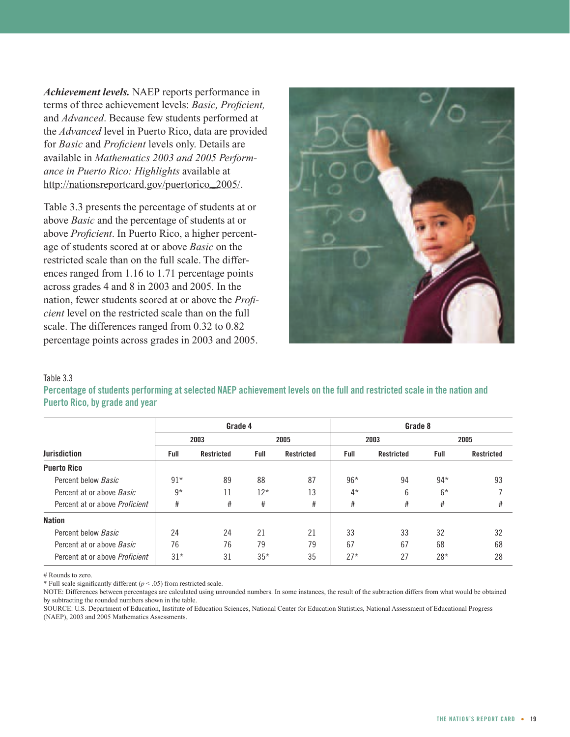***Achievement levels.*** NAEP reports performance in terms of three achievement levels: *Basic, Proficient,* and *Advanced*. Because few students performed at the *Advanced* level in Puerto Rico, data are provided for *Basic* and *Proficient* levels only. Details are available in *Mathematics 2003 and 2005 Performance in Puerto Rico: Highlights* available at http://nationsreportcard.gov/puertorico_2005/.

Table 3.3 presents the percentage of students at or above *Basic* and the percentage of students at or above *Proficient*. In Puerto Rico, a higher percentage of students scored at or above *Basic* on the restricted scale than on the full scale. The differences ranged from 1.16 to 1.71 percentage points across grades 4 and 8 in 2003 and 2005. In the nation, fewer students scored at or above the *Proficient* level on the restricted scale than on the full scale. The differences ranged from 0.32 to 0.82 percentage points across grades in 2003 and 2005.

Table 3.3

**Percentage of students performing at selected NAEP achievement levels on the full and restricted scale in the nation and Puerto Rico, by grade and year**

| | Grade 4 | | | | Grade 8 | | | |
|---|---|---|---|---|---|---|---|---|
| | 2003 | | 2005 | | 2003 | | 2005 | |
| Jurisdiction | Full | Restricted | Full | Restricted | Full | Restricted | Full | Restricted |
| **Puerto Rico** | | | | | | | | |
| Percent below *Basic* | 91* | 89 | 88 | 87 | 96* | 94 | 94* | 93 |
| Percent at or above *Basic* | 9* | 11 | 12* | 13 | 4* | 6 | 6* | 7 |
| Percent at or above *Proficient* | # | # | # | # | # | # | # | # |
| **Nation** | | | | | | | | |
| Percent below *Basic* | 24 | 24 | 21 | 21 | 33 | 33 | 32 | 32 |
| Percent at or above *Basic* | 76 | 76 | 79 | 79 | 67 | 67 | 68 | 68 |
| Percent at or above *Proficient* | 31* | 31 | 35* | 35 | 27* | 27 | 28* | 28 |

# Rounds to zero.

* Full scale significantly different ($p < .05$) from restricted scale.

NOTE: Differences between percentages are calculated using unrounded numbers. In some instances, the result of the subtraction differs from what would be obtained by subtracting the rounded numbers shown in the table.

SOURCE: U.S. Department of Education, Institute of Education Sciences, National Center for Education Statistics, National Assessment of Educational Progress (NAEP), 2003 and 2005 Mathematics Assessments.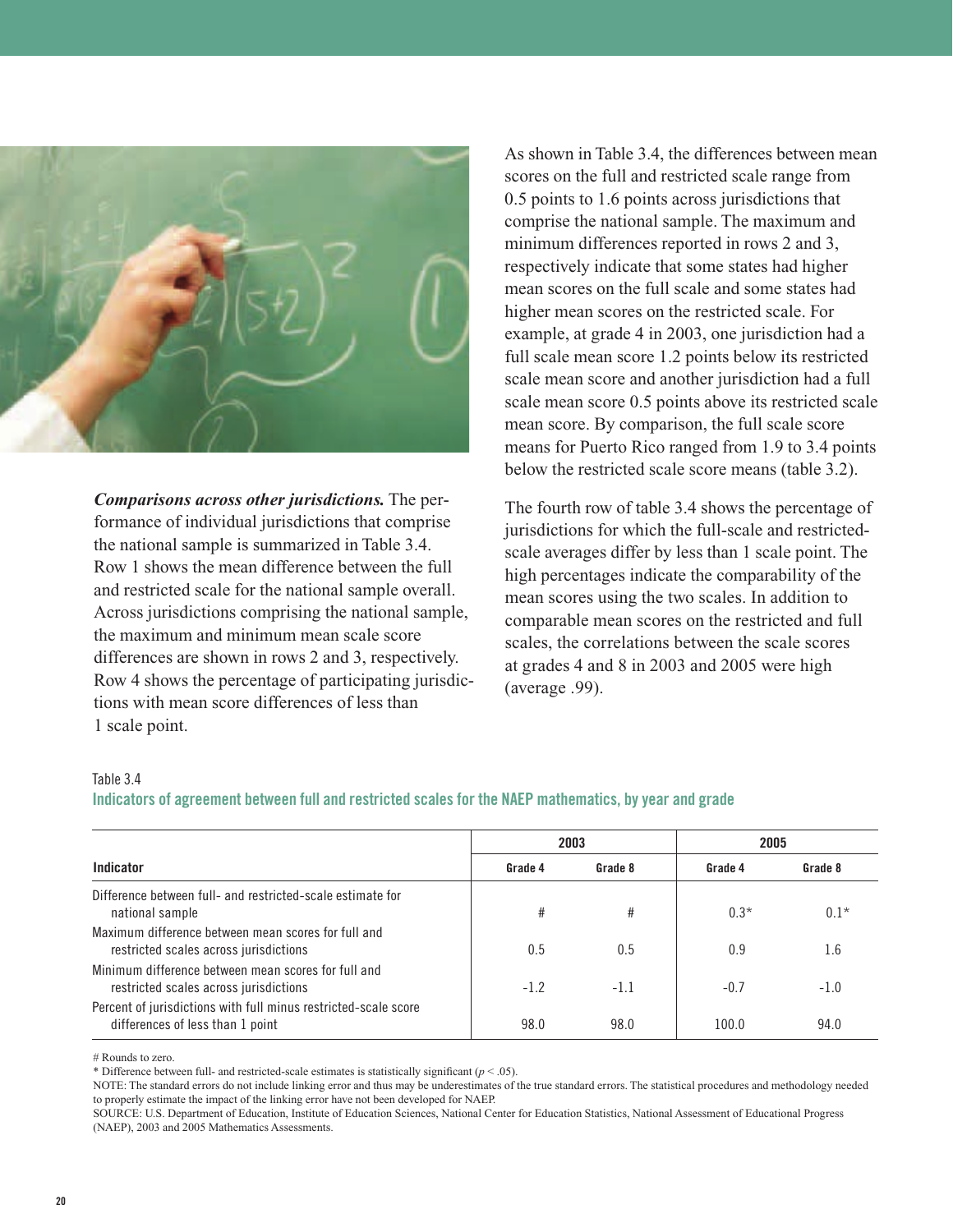***Comparisons across other jurisdictions.*** The performance of individual jurisdictions that comprise the national sample is summarized in Table 3.4. Row 1 shows the mean difference between the full and restricted scale for the national sample overall. Across jurisdictions comprising the national sample, the maximum and minimum mean scale score differences are shown in rows 2 and 3, respectively. Row 4 shows the percentage of participating jurisdictions with mean score differences of less than 1 scale point.

As shown in Table 3.4, the differences between mean scores on the full and restricted scale range from 0.5 points to 1.6 points across jurisdictions that comprise the national sample. The maximum and minimum differences reported in rows 2 and 3, respectively indicate that some states had higher mean scores on the full scale and some states had higher mean scores on the restricted scale. For example, at grade 4 in 2003, one jurisdiction had a full scale mean score 1.2 points below its restricted scale mean score and another jurisdiction had a full scale mean score 0.5 points above its restricted scale mean score. By comparison, the full scale score means for Puerto Rico ranged from 1.9 to 3.4 points below the restricted scale score means (table 3.2).

The fourth row of table 3.4 shows the percentage of jurisdictions for which the full-scale and restricted-scale averages differ by less than 1 scale point. The high percentages indicate the comparability of the mean scores using the two scales. In addition to comparable mean scores on the restricted and full scales, the correlations between the scale scores at grades 4 and 8 in 2003 and 2005 were high (average .99).

Table 3.4

**Indicators of agreement between full and restricted scales for the NAEP mathematics, by year and grade**

| Indicator | 2003 | | 2005 | |
|---|---|---|---|---|
| | Grade 4 | Grade 8 | Grade 4 | Grade 8 |
| Difference between full- and restricted-scale estimate for national sample | # | # | 0.3* | 0.1* |
| Maximum difference between mean scores for full and restricted scales across jurisdictions | 0.5 | 0.5 | 0.9 | 1.6 |
| Minimum difference between mean scores for full and restricted scales across jurisdictions | -1.2 | -1.1 | -0.7 | -1.0 |
| Percent of jurisdictions with full minus restricted-scale score differences of less than 1 point | 98.0 | 98.0 | 100.0 | 94.0 |

# Rounds to zero.

* Difference between full- and restricted-scale estimates is statistically significant ($p < .05$).

NOTE: The standard errors do not include linking error and thus may be underestimates of the true standard errors. The statistical procedures and methodology needed to properly estimate the impact of the linking error have not been developed for NAEP.

SOURCE: U.S. Department of Education, Institute of Education Sciences, National Center for Education Statistics, National Assessment of Educational Progress (NAEP), 2003 and 2005 Mathematics Assessments.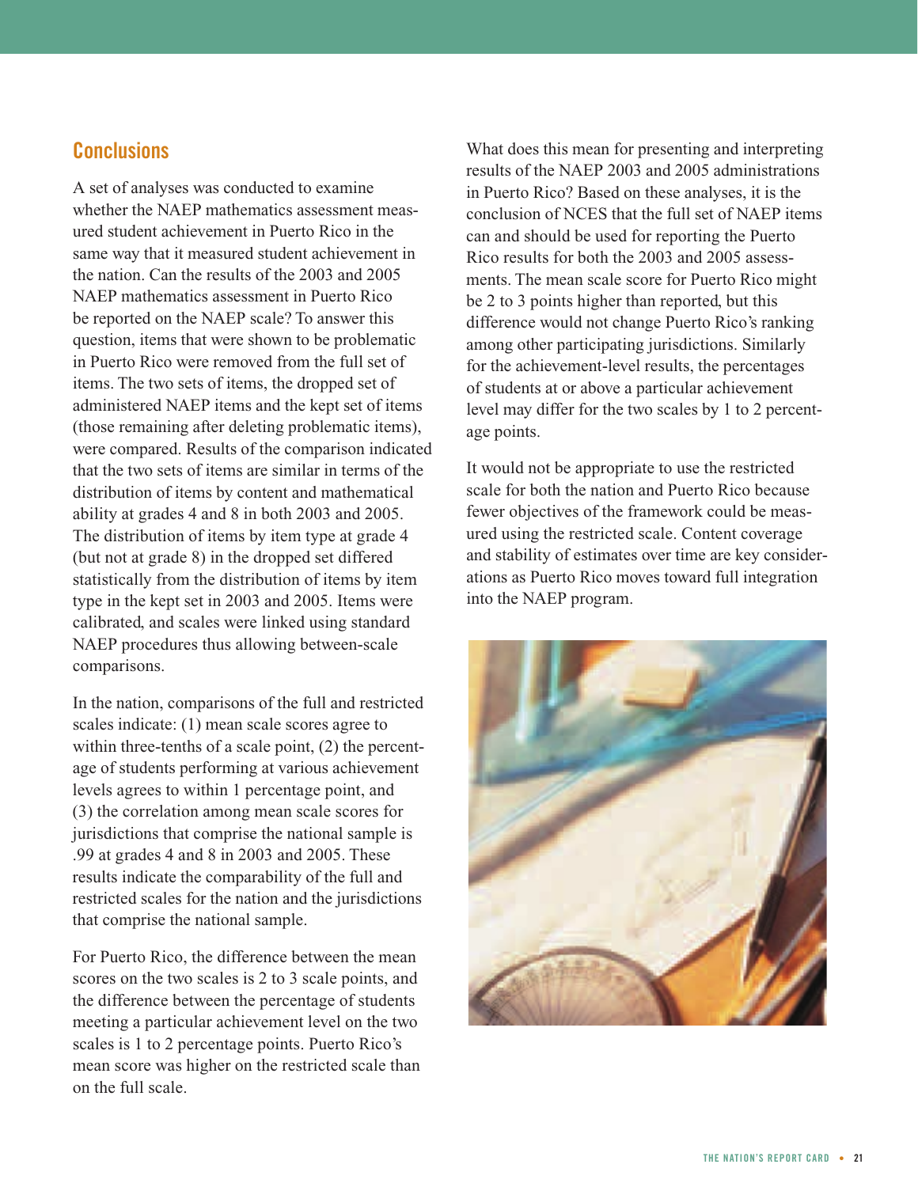## Conclusions

A set of analyses was conducted to examine whether the NAEP mathematics assessment measured student achievement in Puerto Rico in the same way that it measured student achievement in the nation. Can the results of the 2003 and 2005 NAEP mathematics assessment in Puerto Rico be reported on the NAEP scale? To answer this question, items that were shown to be problematic in Puerto Rico were removed from the full set of items. The two sets of items, the dropped set of administered NAEP items and the kept set of items (those remaining after deleting problematic items), were compared. Results of the comparison indicated that the two sets of items are similar in terms of the distribution of items by content and mathematical ability at grades 4 and 8 in both 2003 and 2005. The distribution of items by item type at grade 4 (but not at grade 8) in the dropped set differed statistically from the distribution of items by item type in the kept set in 2003 and 2005. Items were calibrated, and scales were linked using standard NAEP procedures thus allowing between-scale comparisons.

In the nation, comparisons of the full and restricted scales indicate: (1) mean scale scores agree to within three-tenths of a scale point, (2) the percentage of students performing at various achievement levels agrees to within 1 percentage point, and (3) the correlation among mean scale scores for jurisdictions that comprise the national sample is .99 at grades 4 and 8 in 2003 and 2005. These results indicate the comparability of the full and restricted scales for the nation and the jurisdictions that comprise the national sample.

For Puerto Rico, the difference between the mean scores on the two scales is 2 to 3 scale points, and the difference between the percentage of students meeting a particular achievement level on the two scales is 1 to 2 percentage points. Puerto Rico's mean score was higher on the restricted scale than on the full scale.

What does this mean for presenting and interpreting results of the NAEP 2003 and 2005 administrations in Puerto Rico? Based on these analyses, it is the conclusion of NCES that the full set of NAEP items can and should be used for reporting the Puerto Rico results for both the 2003 and 2005 assessments. The mean scale score for Puerto Rico might be 2 to 3 points higher than reported, but this difference would not change Puerto Rico's ranking among other participating jurisdictions. Similarly for the achievement-level results, the percentages of students at or above a particular achievement level may differ for the two scales by 1 to 2 percentage points.

It would not be appropriate to use the restricted scale for both the nation and Puerto Rico because fewer objectives of the framework could be measured using the restricted scale. Content coverage and stability of estimates over time are key considerations as Puerto Rico moves toward full integration into the NAEP program.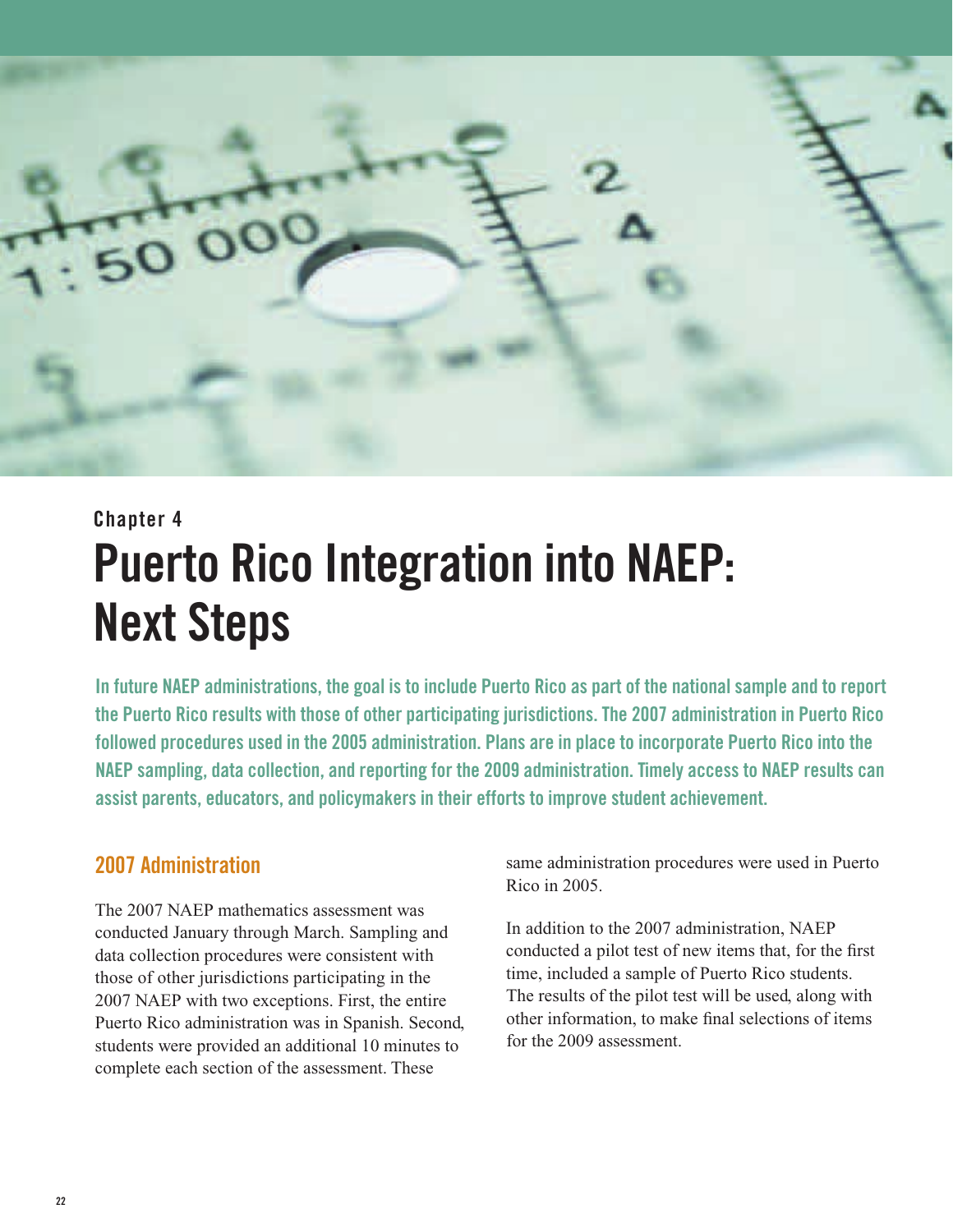Chapter 4

# Puerto Rico Integration into NAEP: Next Steps

**In future NAEP administrations, the goal is to include Puerto Rico as part of the national sample and to report the Puerto Rico results with those of other participating jurisdictions. The 2007 administration in Puerto Rico followed procedures used in the 2005 administration. Plans are in place to incorporate Puerto Rico into the NAEP sampling, data collection, and reporting for the 2009 administration. Timely access to NAEP results can assist parents, educators, and policymakers in their efforts to improve student achievement.**

## 2007 Administration

The 2007 NAEP mathematics assessment was conducted January through March. Sampling and data collection procedures were consistent with those of other jurisdictions participating in the 2007 NAEP with two exceptions. First, the entire Puerto Rico administration was in Spanish. Second, students were provided an additional 10 minutes to complete each section of the assessment. These same administration procedures were used in Puerto Rico in 2005.

In addition to the 2007 administration, NAEP conducted a pilot test of new items that, for the first time, included a sample of Puerto Rico students. The results of the pilot test will be used, along with other information, to make final selections of items for the 2009 assessment.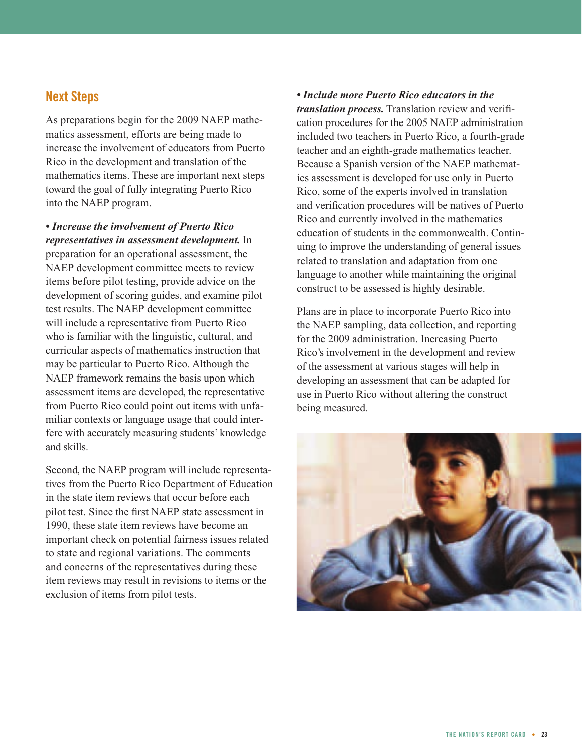## Next Steps

As preparations begin for the 2009 NAEP mathematics assessment, efforts are being made to increase the involvement of educators from Puerto Rico in the development and translation of the mathematics items. These are important next steps toward the goal of fully integrating Puerto Rico into the NAEP program.

• ***Increase the involvement of Puerto Rico representatives in assessment development.*** In preparation for an operational assessment, the NAEP development committee meets to review items before pilot testing, provide advice on the development of scoring guides, and examine pilot test results. The NAEP development committee will include a representative from Puerto Rico who is familiar with the linguistic, cultural, and curricular aspects of mathematics instruction that may be particular to Puerto Rico. Although the NAEP framework remains the basis upon which assessment items are developed, the representative from Puerto Rico could point out items with unfamiliar contexts or language usage that could interfere with accurately measuring students' knowledge and skills.

Second, the NAEP program will include representatives from the Puerto Rico Department of Education in the state item reviews that occur before each pilot test. Since the first NAEP state assessment in 1990, these state item reviews have become an important check on potential fairness issues related to state and regional variations. The comments and concerns of the representatives during these item reviews may result in revisions to items or the exclusion of items from pilot tests.

• ***Include more Puerto Rico educators in the translation process.*** Translation review and verification procedures for the 2005 NAEP administration included two teachers in Puerto Rico, a fourth-grade teacher and an eighth-grade mathematics teacher. Because a Spanish version of the NAEP mathematics assessment is developed for use only in Puerto Rico, some of the experts involved in translation and verification procedures will be natives of Puerto Rico and currently involved in the mathematics education of students in the commonwealth. Continuing to improve the understanding of general issues related to translation and adaptation from one language to another while maintaining the original construct to be assessed is highly desirable.

Plans are in place to incorporate Puerto Rico into the NAEP sampling, data collection, and reporting for the 2009 administration. Increasing Puerto Rico's involvement in the development and review of the assessment at various stages will help in developing an assessment that can be adapted for use in Puerto Rico without altering the construct being measured.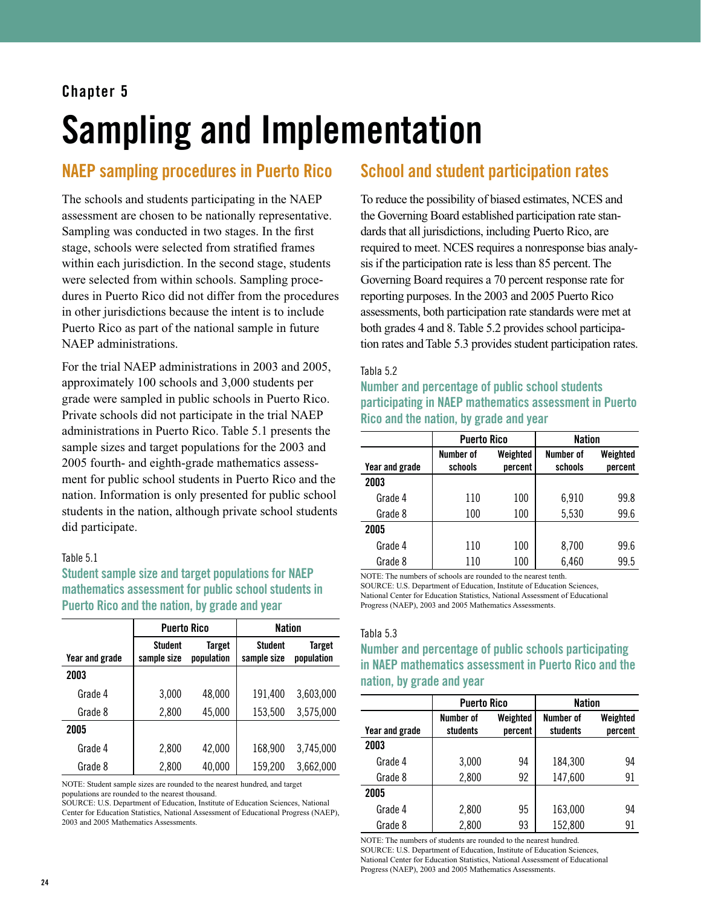Chapter 5

# Sampling and Implementation

## NAEP sampling procedures in Puerto Rico

The schools and students participating in the NAEP assessment are chosen to be nationally representative. Sampling was conducted in two stages. In the first stage, schools were selected from stratified frames within each jurisdiction. In the second stage, students were selected from within schools. Sampling procedures in Puerto Rico did not differ from the procedures in other jurisdictions because the intent is to include Puerto Rico as part of the national sample in future NAEP administrations.

For the trial NAEP administrations in 2003 and 2005, approximately 100 schools and 3,000 students per grade were sampled in public schools in Puerto Rico. Private schools did not participate in the trial NAEP administrations in Puerto Rico. Table 5.1 presents the sample sizes and target populations for the 2003 and 2005 fourth- and eighth-grade mathematics assessment for public school students in Puerto Rico and the nation. Information is only presented for public school students in the nation, although private school students did participate.

Table 5.1

### Student sample size and target populations for NAEP mathematics assessment for public school students in Puerto Rico and the nation, by grade and year

| | Puerto Rico | | Nation | |
|---|---|---|---|---|
| Year and grade | Student sample size | Target population | Student sample size | Target population |
| **2003** | | | | |
| Grade 4 | 3,000 | 48,000 | 191,400 | 3,603,000 |
| Grade 8 | 2,800 | 45,000 | 153,500 | 3,575,000 |
| **2005** | | | | |
| Grade 4 | 2,800 | 42,000 | 168,900 | 3,745,000 |
| Grade 8 | 2,800 | 40,000 | 159,200 | 3,662,000 |

NOTE: Student sample sizes are rounded to the nearest hundred, and target populations are rounded to the nearest thousand.
SOURCE: U.S. Department of Education, Institute of Education Sciences, National Center for Education Statistics, National Assessment of Educational Progress (NAEP), 2003 and 2005 Mathematics Assessments.

## School and student participation rates

To reduce the possibility of biased estimates, NCES and the Governing Board established participation rate standards that all jurisdictions, including Puerto Rico, are required to meet. NCES requires a nonresponse bias analysis if the participation rate is less than 85 percent. The Governing Board requires a 70 percent response rate for reporting purposes. In the 2003 and 2005 Puerto Rico assessments, both participation rate standards were met at both grades 4 and 8. Table 5.2 provides school participation rates and Table 5.3 provides student participation rates.

Tabla 5.2

### Number and percentage of public school students participating in NAEP mathematics assessment in Puerto Rico and the nation, by grade and year

| | Puerto Rico | | Nation | |
|---|---|---|---|---|
| Year and grade | Number of schools | Weighted percent | Number of schools | Weighted percent |
| **2003** | | | | |
| Grade 4 | 110 | 100 | 6,910 | 99.8 |
| Grade 8 | 100 | 100 | 5,530 | 99.6 |
| **2005** | | | | |
| Grade 4 | 110 | 100 | 8,700 | 99.6 |
| Grade 8 | 110 | 100 | 6,460 | 99.5 |

NOTE: The numbers of schools are rounded to the nearest tenth.
SOURCE: U.S. Department of Education, Institute of Education Sciences, National Center for Education Statistics, National Assessment of Educational Progress (NAEP), 2003 and 2005 Mathematics Assessments.

Tabla 5.3

### Number and percentage of public schools participating in NAEP mathematics assessment in Puerto Rico and the nation, by grade and year

| | Puerto Rico | | Nation | |
|---|---|---|---|---|
| Year and grade | Number of students | Weighted percent | Number of students | Weighted percent |
| **2003** | | | | |
| Grade 4 | 3,000 | 94 | 184,300 | 94 |
| Grade 8 | 2,800 | 92 | 147,600 | 91 |
| **2005** | | | | |
| Grade 4 | 2,800 | 95 | 163,000 | 94 |
| Grade 8 | 2,800 | 93 | 152,800 | 91 |

NOTE: The numbers of students are rounded to the nearest hundred.
SOURCE: U.S. Department of Education, Institute of Education Sciences, National Center for Education Statistics, National Assessment of Educational Progress (NAEP), 2003 and 2005 Mathematics Assessments.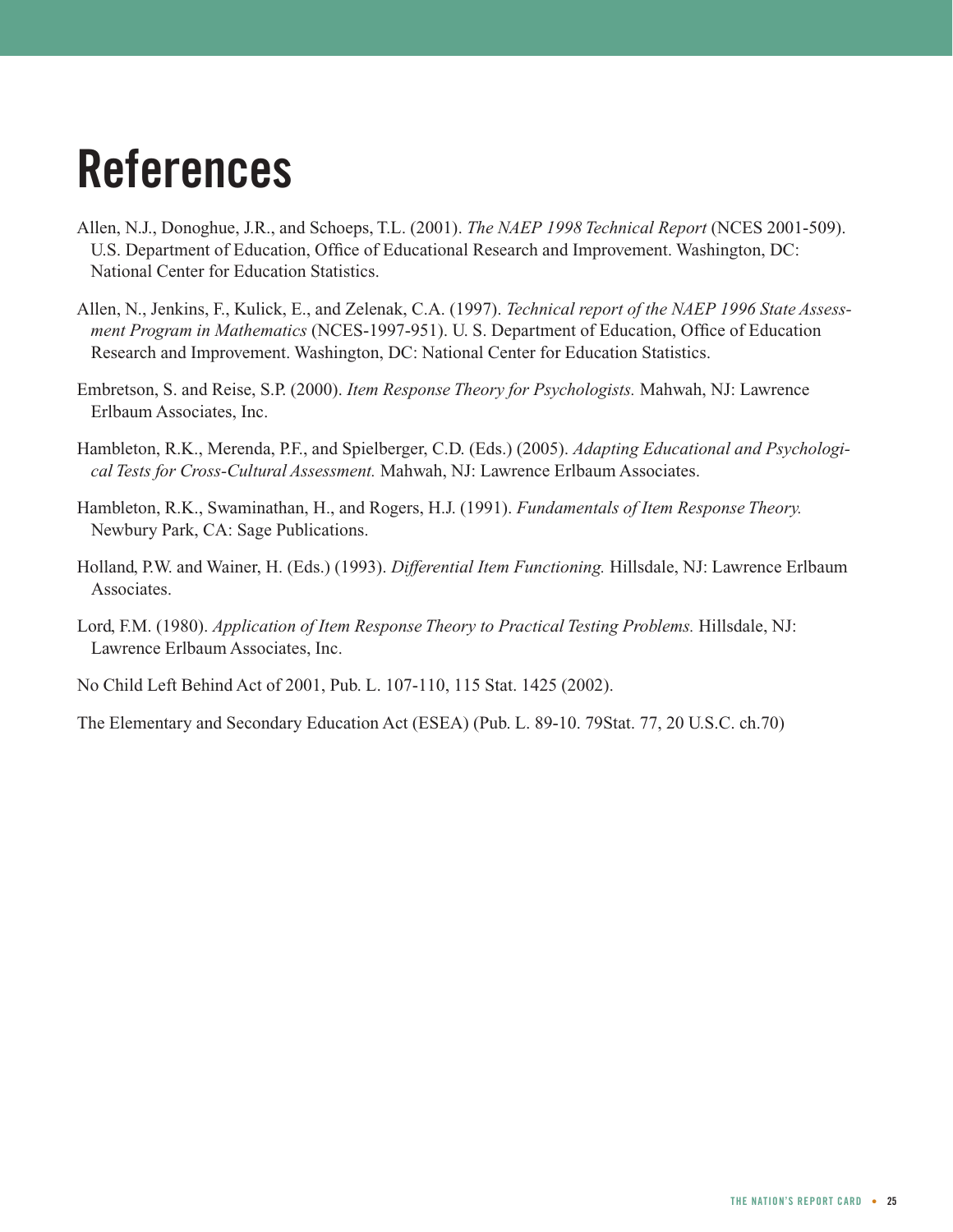# References

Allen, N.J., Donoghue, J.R., and Schoeps, T.L. (2001). *The NAEP 1998 Technical Report* (NCES 2001-509). U.S. Department of Education, Office of Educational Research and Improvement. Washington, DC: National Center for Education Statistics.

Allen, N., Jenkins, F., Kulick, E., and Zelenak, C.A. (1997). *Technical report of the NAEP 1996 State Assessment Program in Mathematics* (NCES-1997-951). U. S. Department of Education, Office of Education Research and Improvement. Washington, DC: National Center for Education Statistics.

Embretson, S. and Reise, S.P. (2000). *Item Response Theory for Psychologists.* Mahwah, NJ: Lawrence Erlbaum Associates, Inc.

Hambleton, R.K., Merenda, P.F., and Spielberger, C.D. (Eds.) (2005). *Adapting Educational and Psychological Tests for Cross-Cultural Assessment.* Mahwah, NJ: Lawrence Erlbaum Associates.

Hambleton, R.K., Swaminathan, H., and Rogers, H.J. (1991). *Fundamentals of Item Response Theory.* Newbury Park, CA: Sage Publications.

Holland, P.W. and Wainer, H. (Eds.) (1993). *Differential Item Functioning.* Hillsdale, NJ: Lawrence Erlbaum Associates.

Lord, F.M. (1980). *Application of Item Response Theory to Practical Testing Problems.* Hillsdale, NJ: Lawrence Erlbaum Associates, Inc.

No Child Left Behind Act of 2001, Pub. L. 107-110, 115 Stat. 1425 (2002).

The Elementary and Secondary Education Act (ESEA) (Pub. L. 89-10. 79Stat. 77, 20 U.S.C. ch.70)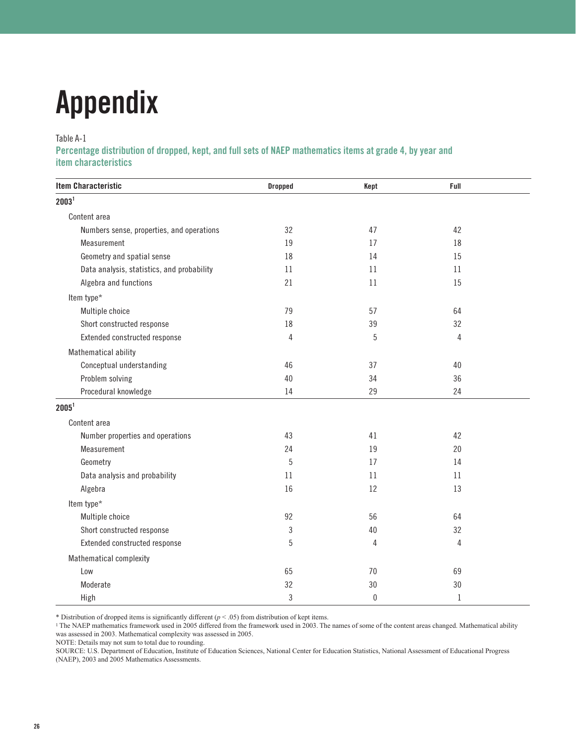# Appendix

Table A-1

**Percentage distribution of dropped, kept, and full sets of NAEP mathematics items at grade 4, by year and item characteristics**

| Item Characteristic | Dropped | Kept | Full |
|---|---|---|---|
| **2003**[1] | | | |
| Content area | | | |
| Numbers sense, properties, and operations | 32 | 47 | 42 |
| Measurement | 19 | 17 | 18 |
| Geometry and spatial sense | 18 | 14 | 15 |
| Data analysis, statistics, and probability | 11 | 11 | 11 |
| Algebra and functions | 21 | 11 | 15 |
| Item type* | | | |
| Multiple choice | 79 | 57 | 64 |
| Short constructed response | 18 | 39 | 32 |
| Extended constructed response | 4 | 5 | 4 |
| Mathematical ability | | | |
| Conceptual understanding | 46 | 37 | 40 |
| Problem solving | 40 | 34 | 36 |
| Procedural knowledge | 14 | 29 | 24 |
| **2005**[1] | | | |
| Content area | | | |
| Number properties and operations | 43 | 41 | 42 |
| Measurement | 24 | 19 | 20 |
| Geometry | 5 | 17 | 14 |
| Data analysis and probability | 11 | 11 | 11 |
| Algebra | 16 | 12 | 13 |
| Item type* | | | |
| Multiple choice | 92 | 56 | 64 |
| Short constructed response | 3 | 40 | 32 |
| Extended constructed response | 5 | 4 | 4 |
| Mathematical complexity | | | |
| Low | 65 | 70 | 69 |
| Moderate | 32 | 30 | 30 |
| High | 3 | 0 | 1 |

* Distribution of dropped items is significantly different ($p < .05$) from distribution of kept items.

[1] The NAEP mathematics framework used in 2005 differed from the framework used in 2003. The names of some of the content areas changed. Mathematical ability was assessed in 2003. Mathematical complexity was assessed in 2005.

NOTE: Details may not sum to total due to rounding.

SOURCE: U.S. Department of Education, Institute of Education Sciences, National Center for Education Statistics, National Assessment of Educational Progress (NAEP), 2003 and 2005 Mathematics Assessments.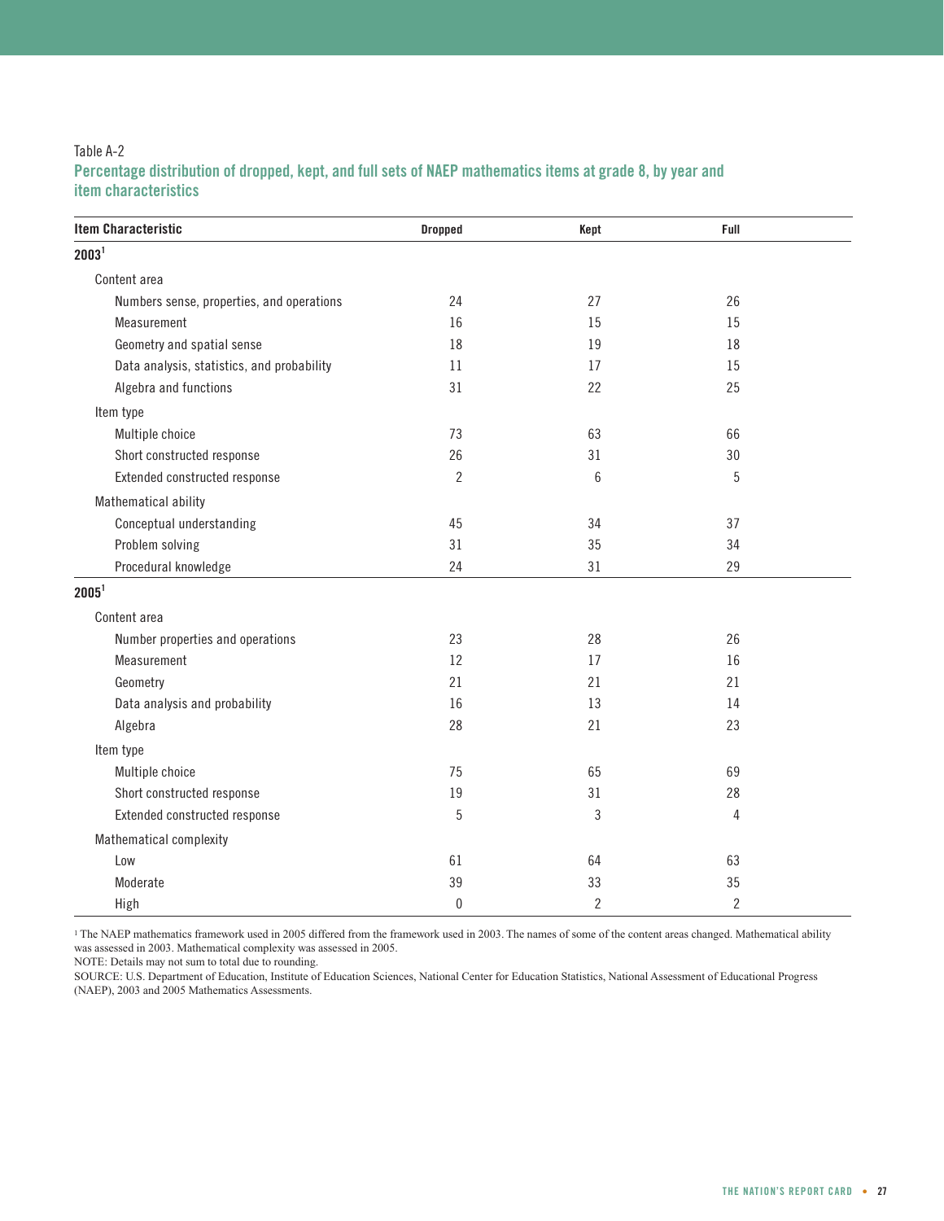Table A-2

**Percentage distribution of dropped, kept, and full sets of NAEP mathematics items at grade 8, by year and item characteristics**

| Item Characteristic | Dropped | Kept | Full |
|---|---|---|---|
| **2003**[1] | | | |
| Content area | | | |
| Numbers sense, properties, and operations | 24 | 27 | 26 |
| Measurement | 16 | 15 | 15 |
| Geometry and spatial sense | 18 | 19 | 18 |
| Data analysis, statistics, and probability | 11 | 17 | 15 |
| Algebra and functions | 31 | 22 | 25 |
| Item type | | | |
| Multiple choice | 73 | 63 | 66 |
| Short constructed response | 26 | 31 | 30 |
| Extended constructed response | 2 | 6 | 5 |
| Mathematical ability | | | |
| Conceptual understanding | 45 | 34 | 37 |
| Problem solving | 31 | 35 | 34 |
| Procedural knowledge | 24 | 31 | 29 |
| **2005**[1] | | | |
| Content area | | | |
| Number properties and operations | 23 | 28 | 26 |
| Measurement | 12 | 17 | 16 |
| Geometry | 21 | 21 | 21 |
| Data analysis and probability | 16 | 13 | 14 |
| Algebra | 28 | 21 | 23 |
| Item type | | | |
| Multiple choice | 75 | 65 | 69 |
| Short constructed response | 19 | 31 | 28 |
| Extended constructed response | 5 | 3 | 4 |
| Mathematical complexity | | | |
| Low | 61 | 64 | 63 |
| Moderate | 39 | 33 | 35 |
| High | 0 | 2 | 2 |

[1] The NAEP mathematics framework used in 2005 differed from the framework used in 2003. The names of some of the content areas changed. Mathematical ability was assessed in 2003. Mathematical complexity was assessed in 2005.

NOTE: Details may not sum to total due to rounding.

SOURCE: U.S. Department of Education, Institute of Education Sciences, National Center for Education Statistics, National Assessment of Educational Progress (NAEP), 2003 and 2005 Mathematics Assessments.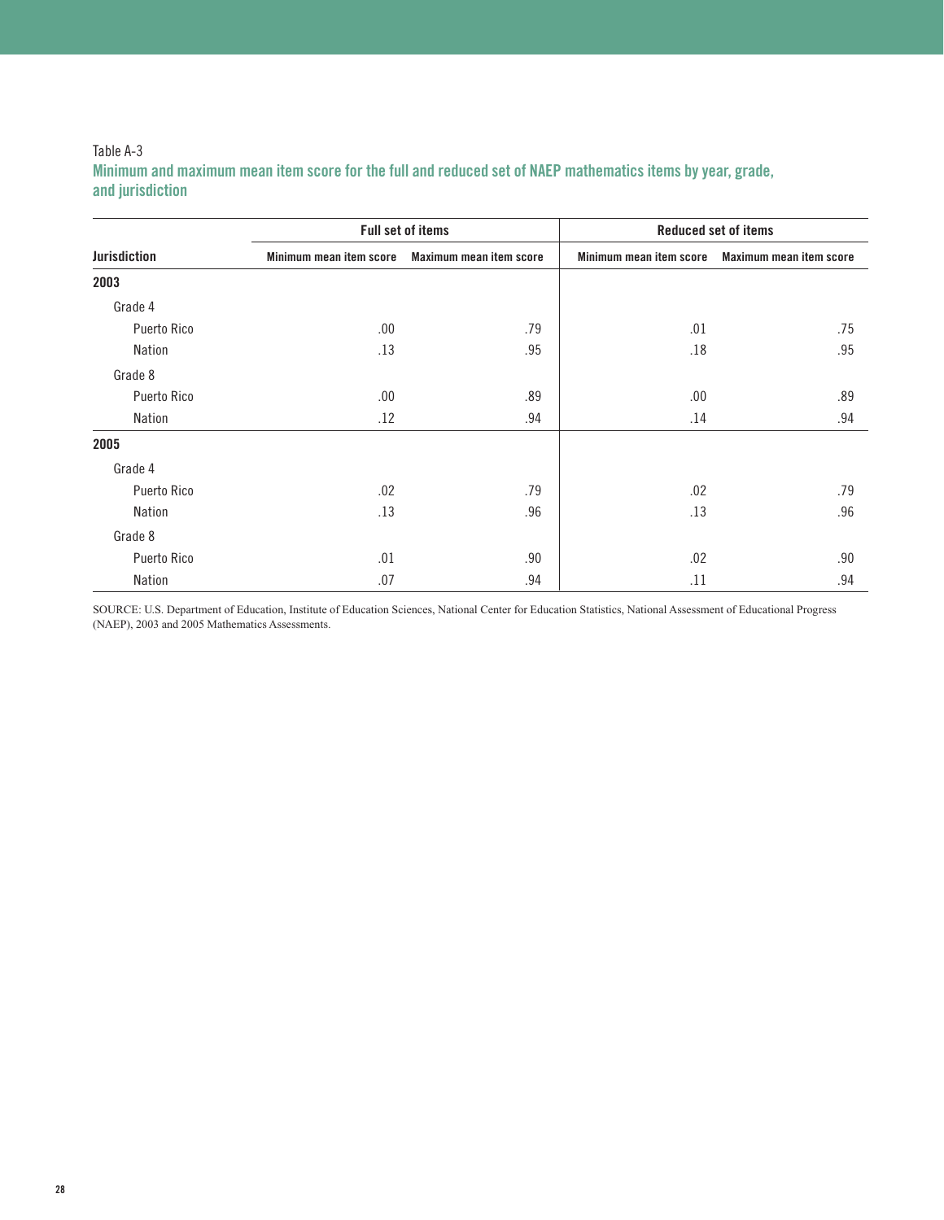Table A-3

**Minimum and maximum mean item score for the full and reduced set of NAEP mathematics items by year, grade, and jurisdiction**

| Jurisdiction | Full set of items | | Reduced set of items | |
|---|---|---|---|---|
| | Minimum mean item score | Maximum mean item score | Minimum mean item score | Maximum mean item score |
| **2003** | | | | |
| Grade 4 | | | | |
| Puerto Rico | .00 | .79 | .01 | .75 |
| Nation | .13 | .95 | .18 | .95 |
| Grade 8 | | | | |
| Puerto Rico | .00 | .89 | .00 | .89 |
| Nation | .12 | .94 | .14 | .94 |
| **2005** | | | | |
| Grade 4 | | | | |
| Puerto Rico | .02 | .79 | .02 | .79 |
| Nation | .13 | .96 | .13 | .96 |
| Grade 8 | | | | |
| Puerto Rico | .01 | .90 | .02 | .90 |
| Nation | .07 | .94 | .11 | .94 |

SOURCE: U.S. Department of Education, Institute of Education Sciences, National Center for Education Statistics, National Assessment of Educational Progress (NAEP), 2003 and 2005 Mathematics Assessments.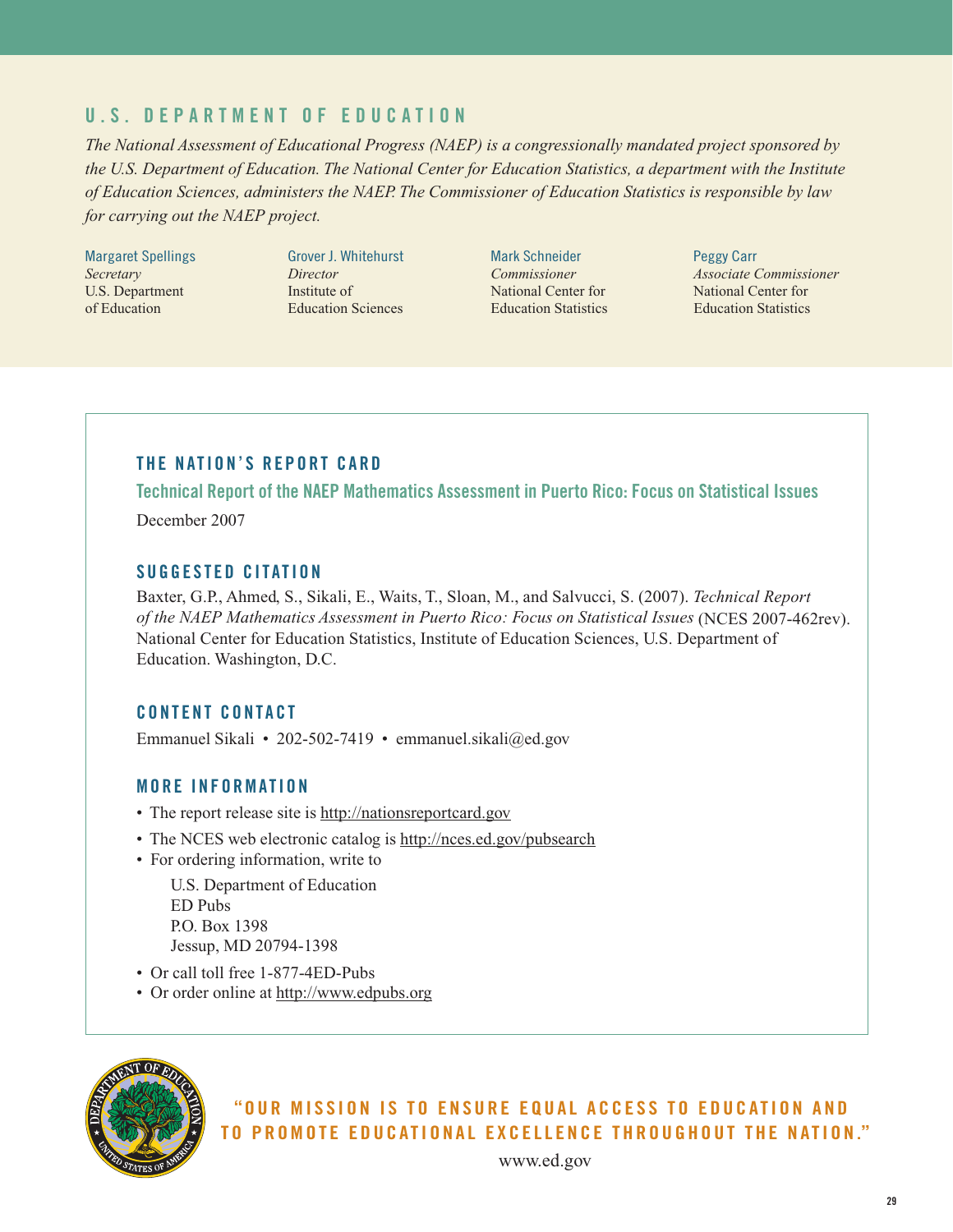## U.S. DEPARTMENT OF EDUCATION

*The National Assessment of Educational Progress (NAEP) is a congressionally mandated project sponsored by the U.S. Department of Education. The National Center for Education Statistics, a department with the Institute of Education Sciences, administers the NAEP. The Commissioner of Education Statistics is responsible by law for carrying out the NAEP project.*

Margaret Spellings
*Secretary*
U.S. Department of Education

Grover J. Whitehurst
*Director*
Institute of Education Sciences

Mark Schneider
*Commissioner*
National Center for Education Statistics

Peggy Carr
*Associate Commissioner*
National Center for Education Statistics

### THE NATION'S REPORT CARD

**Technical Report of the NAEP Mathematics Assessment in Puerto Rico: Focus on Statistical Issues**

December 2007

### SUGGESTED CITATION

Baxter, G.P., Ahmed, S., Sikali, E., Waits, T., Sloan, M., and Salvucci, S. (2007). *Technical Report of the NAEP Mathematics Assessment in Puerto Rico: Focus on Statistical Issues* (NCES 2007-462rev). National Center for Education Statistics, Institute of Education Sciences, U.S. Department of Education. Washington, D.C.

### CONTENT CONTACT

Emmanuel Sikali • 202-502-7419 • emmanuel.sikali@ed.gov

### MORE INFORMATION

- The report release site is http://nationsreportcard.gov
- The NCES web electronic catalog is http://nces.ed.gov/pubsearch
- For ordering information, write to

  U.S. Department of Education
  ED Pubs
  P.O. Box 1398
  Jessup, MD 20794-1398

- Or call toll free 1-877-4ED-Pubs
- Or order online at http://www.edpubs.org

**"OUR MISSION IS TO ENSURE EQUAL ACCESS TO EDUCATION AND TO PROMOTE EDUCATIONAL EXCELLENCE THROUGHOUT THE NATION."**

www.ed.gov